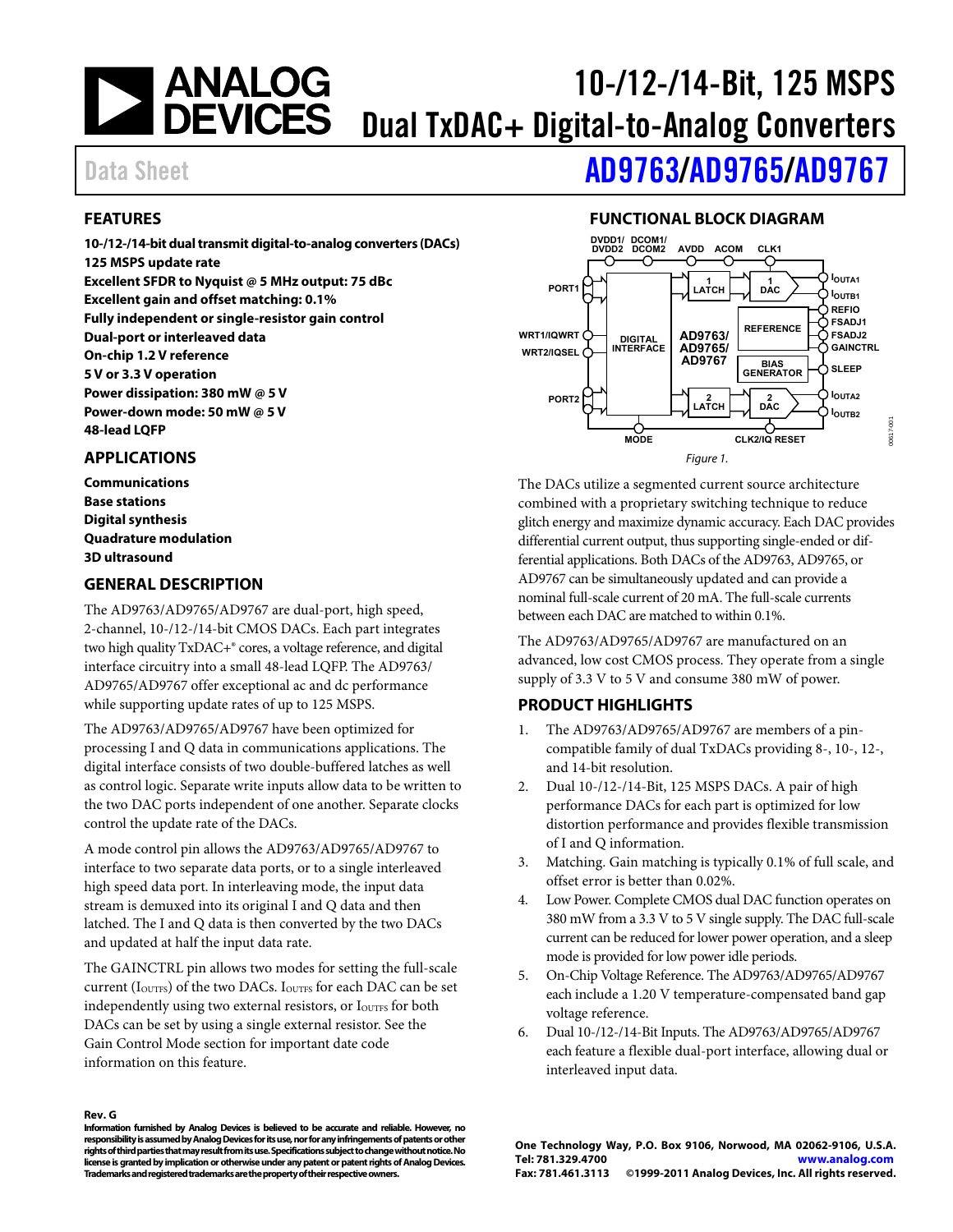# 10-/12-/14-Bit, 125 MSPS Dual TxDAC+ Digital-to-Analog Converters

Data Sheet

# AD9763/AD9765/AD9767

## FEATURES

**10-/12-/14-bit dual transmit digital-to-analog converters (DACs)**
**125 MSPS update rate**
**Excellent SFDR to Nyquist @ 5 MHz output: 75 dBc**
**Excellent gain and offset matching: 0.1%**
**Fully independent or single-resistor gain control**
**Dual-port or interleaved data**
**On-chip 1.2 V reference**
**5 V or 3.3 V operation**
**Power dissipation: 380 mW @ 5 V**
**Power-down mode: 50 mW @ 5 V**
**48-lead LQFP**

## APPLICATIONS

**Communications**
**Base stations**
**Digital synthesis**
**Quadrature modulation**
**3D ultrasound**

## GENERAL DESCRIPTION

The AD9763/AD9765/AD9767 are dual-port, high speed, 2-channel, 10-/12-/14-bit CMOS DACs. Each part integrates two high quality TxDAC+® cores, a voltage reference, and digital interface circuitry into a small 48-lead LQFP. The AD9763/AD9765/AD9767 offer exceptional ac and dc performance while supporting update rates of up to 125 MSPS.

The AD9763/AD9765/AD9767 have been optimized for processing I and Q data in communications applications. The digital interface consists of two double-buffered latches as well as control logic. Separate write inputs allow data to be written to the two DAC ports independent of one another. Separate clocks control the update rate of the DACs.

A mode control pin allows the AD9763/AD9765/AD9767 to interface to two separate data ports, or to a single interleaved high speed data port. In interleaving mode, the input data stream is demuxed into its original I and Q data and then latched. The I and Q data is then converted by the two DACs and updated at half the input data rate.

The GAINCTRL pin allows two modes for setting the full-scale current ($I_{OUTFS}$) of the two DACs. $I_{OUTFS}$ for each DAC can be set independently using two external resistors, or $I_{OUTFS}$ for both DACs can be set by using a single external resistor. See the Gain Control Mode section for important date code information on this feature.

## FUNCTIONAL BLOCK DIAGRAM

*Figure 1.*

The DACs utilize a segmented current source architecture combined with a proprietary switching technique to reduce glitch energy and maximize dynamic accuracy. Each DAC provides differential current output, thus supporting single-ended or differential applications. Both DACs of the AD9763, AD9765, or AD9767 can be simultaneously updated and can provide a nominal full-scale current of 20 mA. The full-scale currents between each DAC are matched to within 0.1%.

The AD9763/AD9765/AD9767 are manufactured on an advanced, low cost CMOS process. They operate from a single supply of 3.3 V to 5 V and consume 380 mW of power.

## PRODUCT HIGHLIGHTS

1. The AD9763/AD9765/AD9767 are members of a pin-compatible family of dual TxDACs providing 8-, 10-, 12-, and 14-bit resolution.
2. Dual 10-/12-/14-Bit, 125 MSPS DACs. A pair of high performance DACs for each part is optimized for low distortion performance and provides flexible transmission of I and Q information.
3. Matching. Gain matching is typically 0.1% of full scale, and offset error is better than 0.02%.
4. Low Power. Complete CMOS dual DAC function operates on 380 mW from a 3.3 V to 5 V single supply. The DAC full-scale current can be reduced for lower power operation, and a sleep mode is provided for low power idle periods.
5. On-Chip Voltage Reference. The AD9763/AD9765/AD9767 each include a 1.20 V temperature-compensated band gap voltage reference.
6. Dual 10-/12-/14-Bit Inputs. The AD9763/AD9765/AD9767 each feature a flexible dual-port interface, allowing dual or interleaved input data.

**Rev. G**
**Information furnished by Analog Devices is believed to be accurate and reliable. However, no responsibility is assumed by Analog Devices for its use, nor for any infringements of patents or other rights of third parties that may result from its use. Specifications subject to change without notice. No license is granted by implication or otherwise under any patent or patent rights of Analog Devices. Trademarks and registered trademarks are the property of their respective owners.**

**One Technology Way, P.O. Box 9106, Norwood, MA 02062-9106, U.S.A.**
**Tel: 781.329.4700 www.analog.com**
**Fax: 781.461.3113 ©1999-2011 Analog Devices, Inc. All rights reserved.**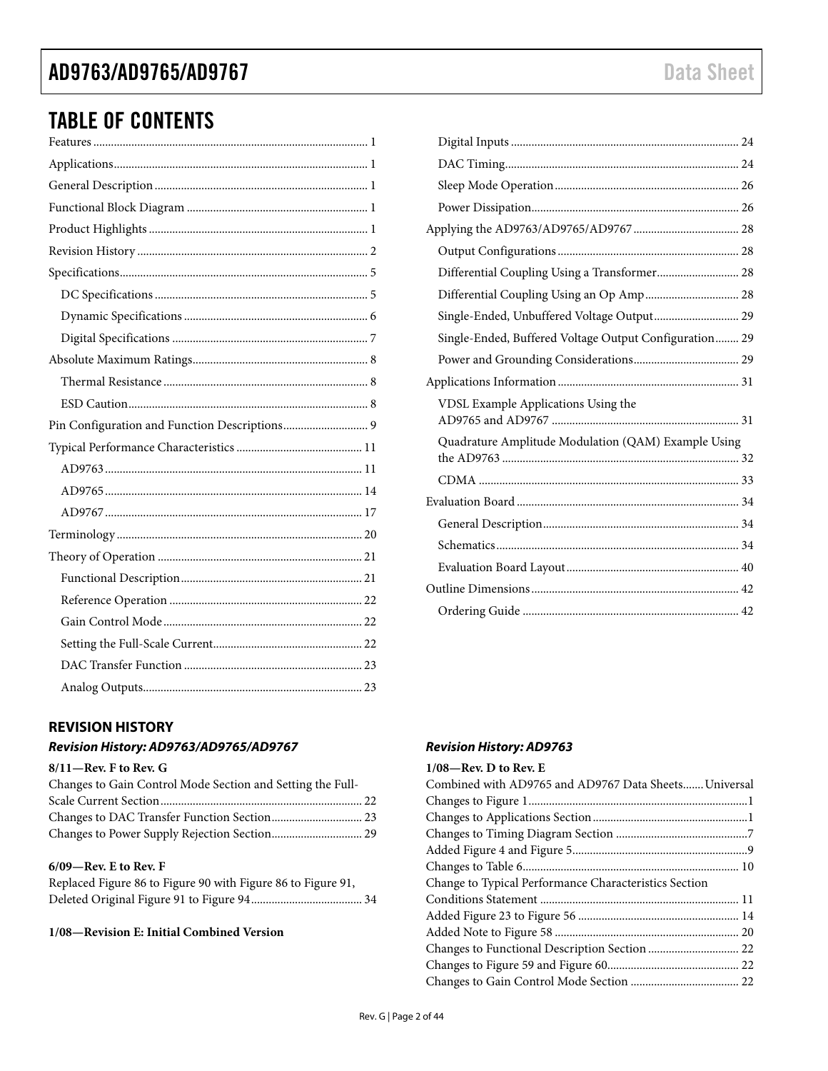## TABLE OF CONTENTS

Features ... 1
Applications ... 1
General Description ... 1
Functional Block Diagram ... 1
Product Highlights ... 1
Revision History ... 2
Specifications ... 5
- DC Specifications ... 5
- Dynamic Specifications ... 6
- Digital Specifications ... 7

Absolute Maximum Ratings ... 8
- Thermal Resistance ... 8
- ESD Caution ... 8

Pin Configuration and Function Descriptions ... 9
Typical Performance Characteristics ... 11
- AD9763 ... 11
- AD9765 ... 14
- AD9767 ... 17

Terminology ... 20
Theory of Operation ... 21
- Functional Description ... 21
- Reference Operation ... 22
- Gain Control Mode ... 22
- Setting the Full-Scale Current ... 22
- DAC Transfer Function ... 23
- Analog Outputs ... 23
- Digital Inputs ... 24
- DAC Timing ... 24
- Sleep Mode Operation ... 26
- Power Dissipation ... 26

Applying the AD9763/AD9765/AD9767 ... 28
- Output Configurations ... 28
- Differential Coupling Using a Transformer ... 28
- Differential Coupling Using an Op Amp ... 28
- Single-Ended, Unbuffered Voltage Output ... 29
- Single-Ended, Buffered Voltage Output Configuration ... 29
- Power and Grounding Considerations ... 29

Applications Information ... 31
- VDSL Example Applications Using the AD9765 and AD9767 ... 31
- Quadrature Amplitude Modulation (QAM) Example Using the AD9763 ... 32
- CDMA ... 33

Evaluation Board ... 34
- General Description ... 34
- Schematics ... 34
- Evaluation Board Layout ... 40

Outline Dimensions ... 42
- Ordering Guide ... 42

### REVISION HISTORY

#### *Revision History: AD9763/AD9765/AD9767*

**8/11—Rev. F to Rev. G**

Changes to Gain Control Mode Section and Setting the Full-Scale Current Section ... 22
Changes to DAC Transfer Function Section ... 23
Changes to Power Supply Rejection Section ... 29

**6/09—Rev. E to Rev. F**

Replaced Figure 86 to Figure 90 with Figure 86 to Figure 91, Deleted Original Figure 91 to Figure 94 ... 34

**1/08—Revision E: Initial Combined Version**

#### *Revision History: AD9763*

**1/08—Rev. D to Rev. E**

Combined with AD9765 and AD9767 Data Sheets ... Universal
Changes to Figure 1 ... 1
Changes to Applications Section ... 1
Changes to Timing Diagram Section ... 7
Added Figure 4 and Figure 5 ... 9
Changes to Table 6 ... 10
Change to Typical Performance Characteristics Section Conditions Statement ... 11
Added Figure 23 to Figure 56 ... 14
Added Note to Figure 58 ... 20
Changes to Functional Description Section ... 22
Changes to Figure 59 and Figure 60 ... 22
Changes to Gain Control Mode Section ... 22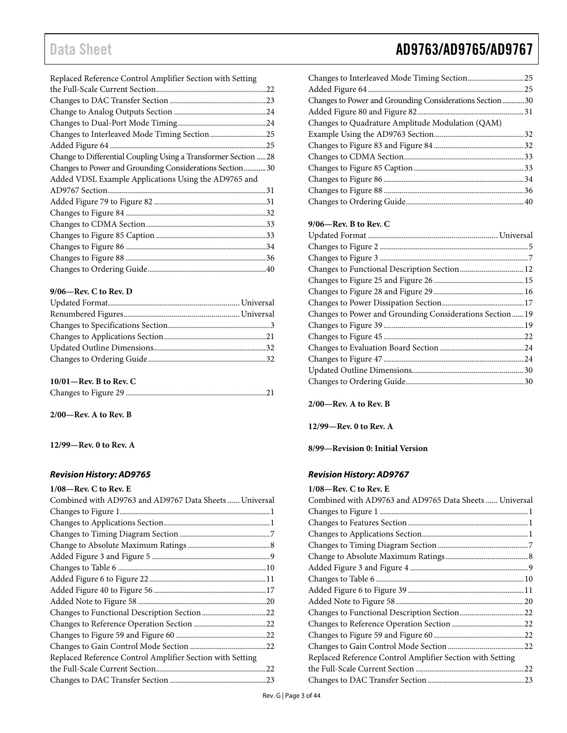Replaced Reference Control Amplifier Section with Setting the Full-Scale Current Section ....................................................... 22
Changes to DAC Transfer Section ................................................ 23
Change to Analog Outputs Section .............................................. 24
Changes to Dual-Port Mode Timing ............................................ 24
Changes to Interleaved Mode Timing Section ............................ 25
Added Figure 64 ............................................................................. 25
Change to Differential Coupling Using a Transformer Section ..... 28
Changes to Power and Grounding Considerations Section ............ 30
Added VDSL Example Applications Using the AD9765 and AD9767 Section ............................................................................... 31
Added Figure 79 to Figure 82 ........................................................ 31
Changes to Figure 84 ...................................................................... 32
Changes to CDMA Section ............................................................ 33
Changes to Figure 85 Caption ....................................................... 33
Changes to Figure 86 ...................................................................... 34
Changes to Figure 88 ...................................................................... 36
Changes to Ordering Guide ........................................................... 40

**9/06—Rev. C to Rev. D**

Updated Format ................................................................. Universal
Renumbered Figures ......................................................... Universal
Changes to Specifications Section ................................................... 3
Changes to Applications Section .................................................. 21
Updated Outline Dimensions ........................................................ 32
Changes to Ordering Guide ........................................................... 32

**10/01—Rev. B to Rev. C**

Changes to Figure 29 ...................................................................... 21

**2/00—Rev. A to Rev. B**

**12/99—Rev. 0 to Rev. A**

### *Revision History: AD9765*

**1/08—Rev. C to Rev. E**

Combined with AD9763 and AD9767 Data Sheets ...... Universal
Changes to Figure 1 .......................................................................... 1
Changes to Applications Section ..................................................... 1
Changes to Timing Diagram Section ............................................. 7
Change to Absolute Maximum Ratings .......................................... 8
Added Figure 3 and Figure 5 ........................................................... 9
Changes to Table 6 .......................................................................... 10
Added Figure 6 to Figure 22 .......................................................... 11
Added Figure 40 to Figure 56 ........................................................ 17
Added Note to Figure 58 ................................................................ 20
Changes to Functional Description Section ................................ 22
Changes to Reference Operation Section .................................... 22
Changes to Figure 59 and Figure 60 ............................................. 22
Changes to Gain Control Mode Section ...................................... 22
Replaced Reference Control Amplifier Section with Setting the Full-Scale Current Section ....................................................... 22
Changes to DAC Transfer Section ................................................ 23

Changes to Interleaved Mode Timing Section ............................ 25
Added Figure 64 ............................................................................. 25
Changes to Power and Grounding Considerations Section ............ 30
Added Figure 80 and Figure 82 ..................................................... 31
Changes to Quadrature Amplitude Modulation (QAM) Example Using the AD9763 Section ............................................. 32
Changes to Figure 83 and Figure 84 ............................................. 32
Changes to CDMA Section ............................................................ 33
Changes to Figure 85 Caption ....................................................... 33
Changes to Figure 86 ...................................................................... 34
Changes to Figure 88 ...................................................................... 36
Changes to Ordering Guide ........................................................... 40

**9/06—Rev. B to Rev. C**

Updated Format ................................................................. Universal
Changes to Figure 2 .......................................................................... 5
Changes to Figure 3 .......................................................................... 7
Changes to Functional Description Section ................................ 12
Changes to Figure 25 and Figure 26 ............................................. 15
Changes to Figure 28 and Figure 29 ............................................. 16
Changes to Power Dissipation Section ......................................... 17
Changes to Power and Grounding Considerations Section ...... 19
Changes to Figure 39 ...................................................................... 19
Changes to Figure 45 ...................................................................... 22
Changes to Evaluation Board Section .......................................... 24
Changes to Figure 47 ...................................................................... 24
Updated Outline Dimensions ........................................................ 30
Changes to Ordering Guide ........................................................... 30

**2/00—Rev. A to Rev. B**

**12/99—Rev. 0 to Rev. A**

**8/99—Revision 0: Initial Version**

### *Revision History: AD9767*

**1/08—Rev. C to Rev. E**

Combined with AD9763 and AD9765 Data Sheets ...... Universal
Changes to Figure 1 .......................................................................... 1
Changes to Features Section ............................................................ 1
Changes to Applications Section ..................................................... 1
Changes to Timing Diagram Section ............................................. 7
Change to Absolute Maximum Ratings .......................................... 8
Added Figure 3 and Figure 4 ........................................................... 9
Changes to Table 6 .......................................................................... 10
Added Figure 6 to Figure 39 .......................................................... 11
Added Note to Figure 58 ................................................................ 20
Changes to Functional Description Section ................................ 22
Changes to Reference Operation Section .................................... 22
Changes to Figure 59 and Figure 60 ............................................. 22
Changes to Gain Control Mode Section ...................................... 22
Replaced Reference Control Amplifier Section with Setting the Full-Scale Current Section ....................................................... 22
Changes to DAC Transfer Section ................................................ 23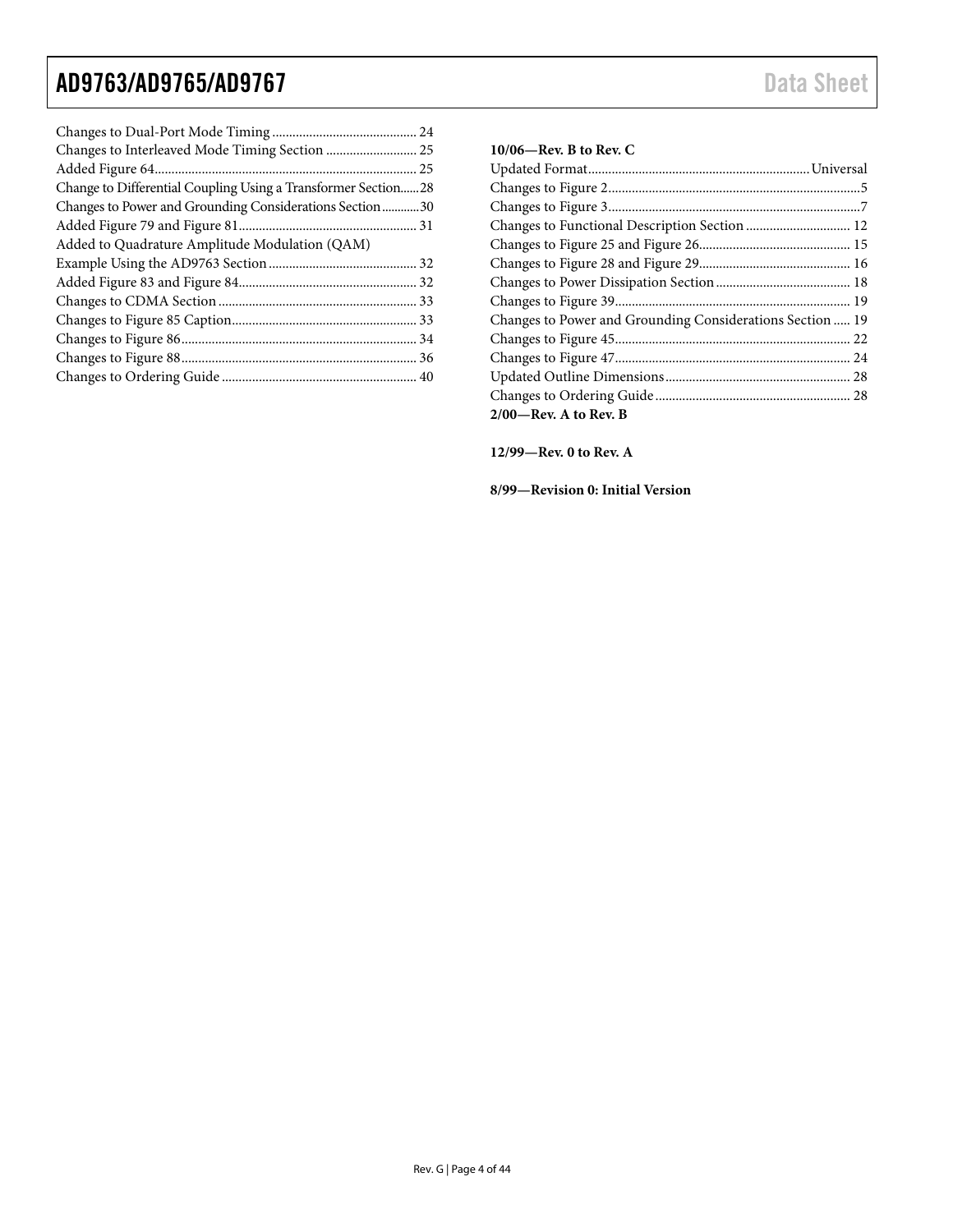Changes to Dual-Port Mode Timing ........................................... 24
Changes to Interleaved Mode Timing Section ........................... 25
Added Figure 64............................................................................. 25
Change to Differential Coupling Using a Transformer Section......28
Changes to Power and Grounding Considerations Section............30
Added Figure 79 and Figure 81..................................................... 31
Added to Quadrature Amplitude Modulation (QAM) Example Using the AD9763 Section ............................................ 32
Added Figure 83 and Figure 84..................................................... 32
Changes to CDMA Section ........................................................... 33
Changes to Figure 85 Caption....................................................... 33
Changes to Figure 86...................................................................... 34
Changes to Figure 88...................................................................... 36
Changes to Ordering Guide .......................................................... 40

**10/06—Rev. B to Rev. C**

Updated Format.................................................................Universal
Changes to Figure 2...........................................................................5
Changes to Figure 3...........................................................................7
Changes to Functional Description Section ............................... 12
Changes to Figure 25 and Figure 26............................................. 15
Changes to Figure 28 and Figure 29............................................. 16
Changes to Power Dissipation Section ........................................ 18
Changes to Figure 39...................................................................... 19
Changes to Power and Grounding Considerations Section ..... 19
Changes to Figure 45...................................................................... 22
Changes to Figure 47...................................................................... 24
Updated Outline Dimensions ....................................................... 28
Changes to Ordering Guide .......................................................... 28

**2/00—Rev. A to Rev. B**

**12/99—Rev. 0 to Rev. A**

**8/99—Revision 0: Initial Version**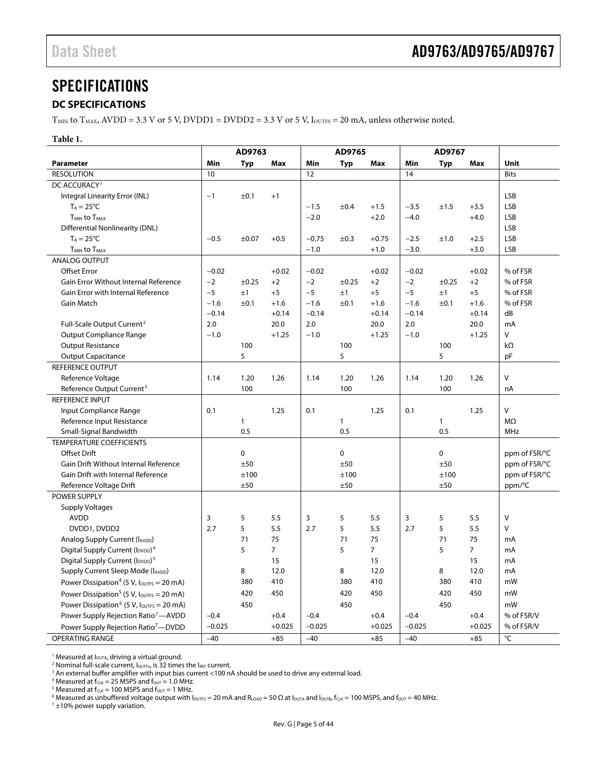# SPECIFICATIONS

## DC SPECIFICATIONS

$T_{MIN}$ to $T_{MAX}$, AVDD = 3.3 V or 5 V, DVDD1 = DVDD2 = 3.3 V or 5 V, $I_{OUTFS}$ = 20 mA, unless otherwise noted.

**Table 1.**

| | AD9763 | | | AD9765 | | | AD9767 | | | |
|---|---|---|---|---|---|---|---|---|---|---|
| **Parameter** | **Min** | **Typ** | **Max** | **Min** | **Typ** | **Max** | **Min** | **Typ** | **Max** | **Unit** |
| RESOLUTION | 10 | | | 12 | | | 14 | | | Bits |
| DC ACCURACY[1] | | | | | | | | | | |
| Integral Linearity Error (INL) | −1 | ±0.1 | +1 | | | | | | | LSB |
| $T_A$ = 25°C | | | | −1.5 | ±0.4 | +1.5 | −3.5 | ±1.5 | +3.5 | LSB |
| $T_{MIN}$ to $T_{MAX}$ | | | | −2.0 | | +2.0 | −4.0 | | +4.0 | LSB |
| Differential Nonlinearity (DNL) | | | | | | | | | | LSB |
| $T_A$ = 25°C | −0.5 | ±0.07 | +0.5 | −0.75 | ±0.3 | +0.75 | −2.5 | ±1.0 | +2.5 | LSB |
| $T_{MIN}$ to $T_{MAX}$ | | | | −1.0 | | +1.0 | −3.0 | | +3.0 | LSB |
| ANALOG OUTPUT | | | | | | | | | | |
| Offset Error | −0.02 | | +0.02 | −0.02 | | +0.02 | −0.02 | | +0.02 | % of FSR |
| Gain Error Without Internal Reference | −2 | ±0.25 | +2 | −2 | ±0.25 | +2 | −2 | ±0.25 | +2 | % of FSR |
| Gain Error with Internal Reference | −5 | ±1 | +5 | −5 | ±1 | +5 | −5 | ±1 | +5 | % of FSR |
| Gain Match | −1.6 | ±0.1 | +1.6 | −1.6 | ±0.1 | +1.6 | −1.6 | ±0.1 | +1.6 | % of FSR |
| | −0.14 | | +0.14 | −0.14 | | +0.14 | −0.14 | | +0.14 | dB |
| Full-Scale Output Current[2] | 2.0 | | 20.0 | 2.0 | | 20.0 | 2.0 | | 20.0 | mA |
| Output Compliance Range | −1.0 | | +1.25 | −1.0 | | +1.25 | −1.0 | | +1.25 | V |
| Output Resistance | | 100 | | | 100 | | | 100 | | kΩ |
| Output Capacitance | | 5 | | | 5 | | | 5 | | pF |
| REFERENCE OUTPUT | | | | | | | | | | |
| Reference Voltage | 1.14 | 1.20 | 1.26 | 1.14 | 1.20 | 1.26 | 1.14 | 1.20 | 1.26 | V |
| Reference Output Current[3] | | 100 | | | 100 | | | 100 | | nA |
| REFERENCE INPUT | | | | | | | | | | |
| Input Compliance Range | 0.1 | | 1.25 | 0.1 | | 1.25 | 0.1 | | 1.25 | V |
| Reference Input Resistance | | 1 | | | 1 | | | 1 | | MΩ |
| Small-Signal Bandwidth | | 0.5 | | | 0.5 | | | 0.5 | | MHz |
| TEMPERATURE COEFFICIENTS | | | | | | | | | | |
| Offset Drift | | 0 | | | 0 | | | 0 | | ppm of FSR/°C |
| Gain Drift Without Internal Reference | | ±50 | | | ±50 | | | ±50 | | ppm of FSR/°C |
| Gain Drift with Internal Reference | | ±100 | | | ±100 | | | ±100 | | ppm of FSR/°C |
| Reference Voltage Drift | | ±50 | | | ±50 | | | ±50 | | ppm/°C |
| POWER SUPPLY | | | | | | | | | | |
| Supply Voltages | | | | | | | | | | |
| AVDD | 3 | 5 | 5.5 | 3 | 5 | 5.5 | 3 | 5 | 5.5 | V |
| DVDD1, DVDD2 | 2.7 | 5 | 5.5 | 2.7 | 5 | 5.5 | 2.7 | 5 | 5.5 | V |
| Analog Supply Current ($I_{AVDD}$) | | 71 | 75 | | 71 | 75 | | 71 | 75 | mA |
| Digital Supply Current ($I_{DVDD}$)[4] | | 5 | 7 | | 5 | 7 | | 5 | 7 | mA |
| Digital Supply Current ($I_{DVDD}$)[5] | | | 15 | | | 15 | | | 15 | mA |
| Supply Current Sleep Mode ($I_{AVDD}$) | | 8 | 12.0 | | 8 | 12.0 | | 8 | 12.0 | mA |
| Power Dissipation[4] (5 V, $I_{OUTFS}$ = 20 mA) | | 380 | 410 | | 380 | 410 | | 380 | 410 | mW |
| Power Dissipation[5] (5 V, $I_{OUTFS}$ = 20 mA) | | 420 | 450 | | 420 | 450 | | 420 | 450 | mW |
| Power Dissipation[6] (5 V, $I_{OUTFS}$ = 20 mA) | | 450 | | | 450 | | | 450 | | mW |
| Power Supply Rejection Ratio[7]—AVDD | −0.4 | | +0.4 | −0.4 | | +0.4 | −0.4 | | +0.4 | % of FSR/V |
| Power Supply Rejection Ratio[7]—DVDD | −0.025 | | +0.025 | −0.025 | | +0.025 | −0.025 | | +0.025 | % of FSR/V |
| OPERATING RANGE | −40 | | +85 | −40 | | +85 | −40 | | +85 | °C |

[1] Measured at $I_{OUTA}$, driving a virtual ground.
[2] Nominal full-scale current, $I_{OUTFS}$, is 32 times the $I_{REF}$ current.
[3] An external buffer amplifier with input bias current <100 nA should be used to drive any external load.
[4] Measured at $f_{CLK}$ = 25 MSPS and $f_{OUT}$ = 1.0 MHz.
[5] Measured at $f_{CLK}$ = 100 MSPS and $f_{OUT}$ = 1 MHz.
[6] Measured as unbuffered voltage output with $I_{OUTFS}$ = 20 mA and $R_{LOAD}$ = 50 Ω at $I_{OUTA}$ and $I_{OUTB}$, $f_{CLK}$ = 100 MSPS, and $f_{OUT}$ = 40 MHz.
[7] ±10% power supply variation.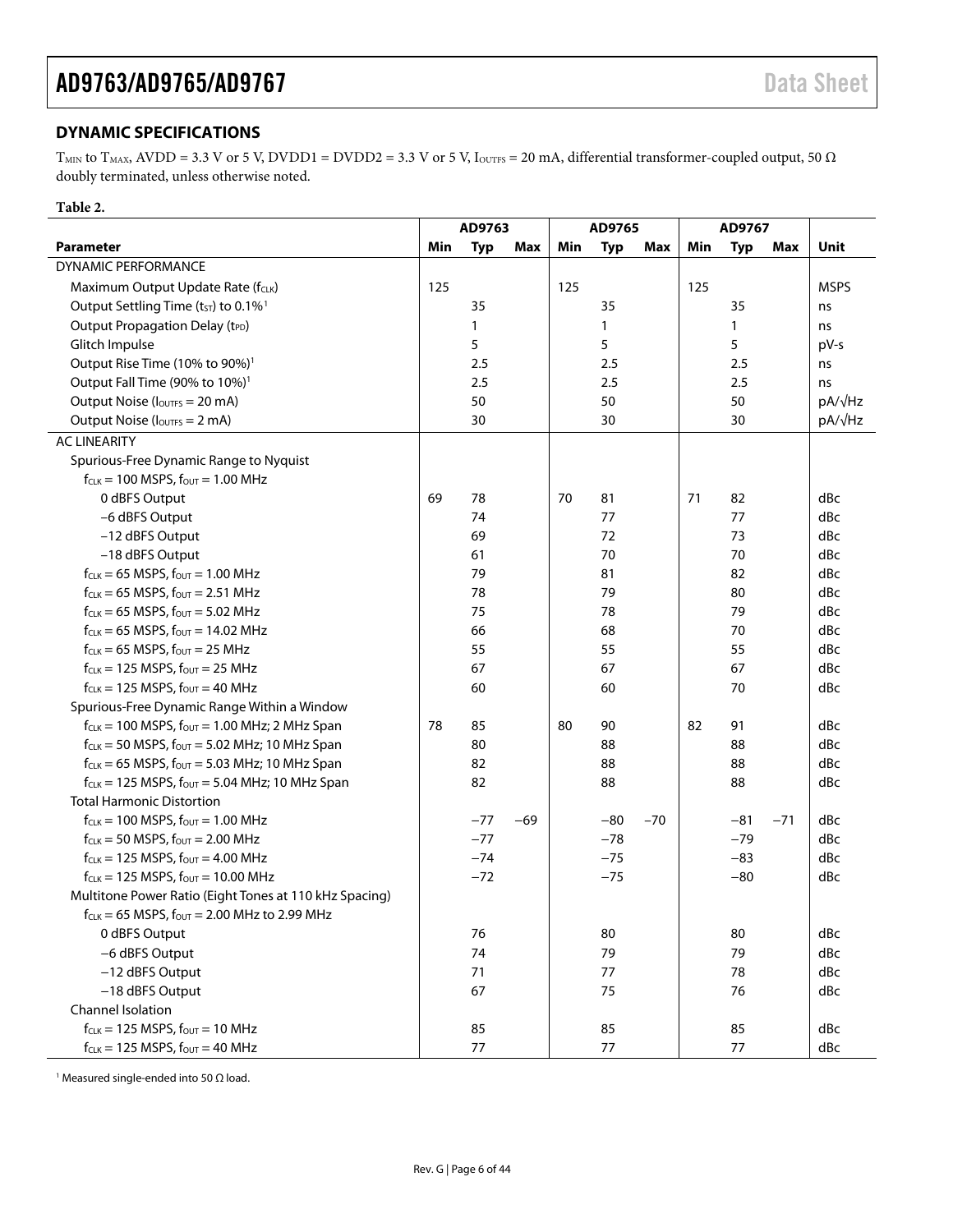## DYNAMIC SPECIFICATIONS

$T_{MIN}$ to $T_{MAX}$, AVDD = 3.3 V or 5 V, DVDD1 = DVDD2 = 3.3 V or 5 V, $I_{OUTFS}$ = 20 mA, differential transformer-coupled output, 50 Ω doubly terminated, unless otherwise noted.

**Table 2.**

| | AD9763 | | | AD9765 | | | AD9767 | | | |
|---|---|---|---|---|---|---|---|---|---|---|
| **Parameter** | **Min** | **Typ** | **Max** | **Min** | **Typ** | **Max** | **Min** | **Typ** | **Max** | **Unit** |
| DYNAMIC PERFORMANCE | | | | | | | | | | |
| Maximum Output Update Rate ($f_{CLK}$) | 125 | | | 125 | | | 125 | | | MSPS |
| Output Settling Time ($t_{ST}$) to 0.1%[1] | | 35 | | | 35 | | | 35 | | ns |
| Output Propagation Delay ($t_{PD}$) | | 1 | | | 1 | | | 1 | | ns |
| Glitch Impulse | | 5 | | | 5 | | | 5 | | pV-s |
| Output Rise Time (10% to 90%)[1] | | 2.5 | | | 2.5 | | | 2.5 | | ns |
| Output Fall Time (90% to 10%)[1] | | 2.5 | | | 2.5 | | | 2.5 | | ns |
| Output Noise ($I_{OUTFS}$ = 20 mA) | | 50 | | | 50 | | | 50 | | pA/√Hz |
| Output Noise ($I_{OUTFS}$ = 2 mA) | | 30 | | | 30 | | | 30 | | pA/√Hz |
| AC LINEARITY | | | | | | | | | | |
| Spurious-Free Dynamic Range to Nyquist | | | | | | | | | | |
| $f_{CLK}$ = 100 MSPS, $f_{OUT}$ = 1.00 MHz | | | | | | | | | | |
| 0 dBFS Output | 69 | 78 | | 70 | 81 | | 71 | 82 | | dBc |
| −6 dBFS Output | | 74 | | | 77 | | | 77 | | dBc |
| −12 dBFS Output | | 69 | | | 72 | | | 73 | | dBc |
| −18 dBFS Output | | 61 | | | 70 | | | 70 | | dBc |
| $f_{CLK}$ = 65 MSPS, $f_{OUT}$ = 1.00 MHz | | 79 | | | 81 | | | 82 | | dBc |
| $f_{CLK}$ = 65 MSPS, $f_{OUT}$ = 2.51 MHz | | 78 | | | 79 | | | 80 | | dBc |
| $f_{CLK}$ = 65 MSPS, $f_{OUT}$ = 5.02 MHz | | 75 | | | 78 | | | 79 | | dBc |
| $f_{CLK}$ = 65 MSPS, $f_{OUT}$ = 14.02 MHz | | 66 | | | 68 | | | 70 | | dBc |
| $f_{CLK}$ = 65 MSPS, $f_{OUT}$ = 25 MHz | | 55 | | | 55 | | | 55 | | dBc |
| $f_{CLK}$ = 125 MSPS, $f_{OUT}$ = 25 MHz | | 67 | | | 67 | | | 67 | | dBc |
| $f_{CLK}$ = 125 MSPS, $f_{OUT}$ = 40 MHz | | 60 | | | 60 | | | 70 | | dBc |
| Spurious-Free Dynamic Range Within a Window | | | | | | | | | | |
| $f_{CLK}$ = 100 MSPS, $f_{OUT}$ = 1.00 MHz; 2 MHz Span | 78 | 85 | | 80 | 90 | | 82 | 91 | | dBc |
| $f_{CLK}$ = 50 MSPS, $f_{OUT}$ = 5.02 MHz; 10 MHz Span | | 80 | | | 88 | | | 88 | | dBc |
| $f_{CLK}$ = 65 MSPS, $f_{OUT}$ = 5.03 MHz; 10 MHz Span | | 82 | | | 88 | | | 88 | | dBc |
| $f_{CLK}$ = 125 MSPS, $f_{OUT}$ = 5.04 MHz; 10 MHz Span | | 82 | | | 88 | | | 88 | | dBc |
| Total Harmonic Distortion | | | | | | | | | | |
| $f_{CLK}$ = 100 MSPS, $f_{OUT}$ = 1.00 MHz | | −77 | −69 | | −80 | −70 | | −81 | −71 | dBc |
| $f_{CLK}$ = 50 MSPS, $f_{OUT}$ = 2.00 MHz | | −77 | | | −78 | | | −79 | | dBc |
| $f_{CLK}$ = 125 MSPS, $f_{OUT}$ = 4.00 MHz | | −74 | | | −75 | | | −83 | | dBc |
| $f_{CLK}$ = 125 MSPS, $f_{OUT}$ = 10.00 MHz | | −72 | | | −75 | | | −80 | | dBc |
| Multitone Power Ratio (Eight Tones at 110 kHz Spacing) | | | | | | | | | | |
| $f_{CLK}$ = 65 MSPS, $f_{OUT}$ = 2.00 MHz to 2.99 MHz | | | | | | | | | | |
| 0 dBFS Output | | 76 | | | 80 | | | 80 | | dBc |
| −6 dBFS Output | | 74 | | | 79 | | | 79 | | dBc |
| −12 dBFS Output | | 71 | | | 77 | | | 78 | | dBc |
| −18 dBFS Output | | 67 | | | 75 | | | 76 | | dBc |
| Channel Isolation | | | | | | | | | | |
| $f_{CLK}$ = 125 MSPS, $f_{OUT}$ = 10 MHz | | 85 | | | 85 | | | 85 | | dBc |
| $f_{CLK}$ = 125 MSPS, $f_{OUT}$ = 40 MHz | | 77 | | | 77 | | | 77 | | dBc |

[1] Measured single-ended into 50 Ω load.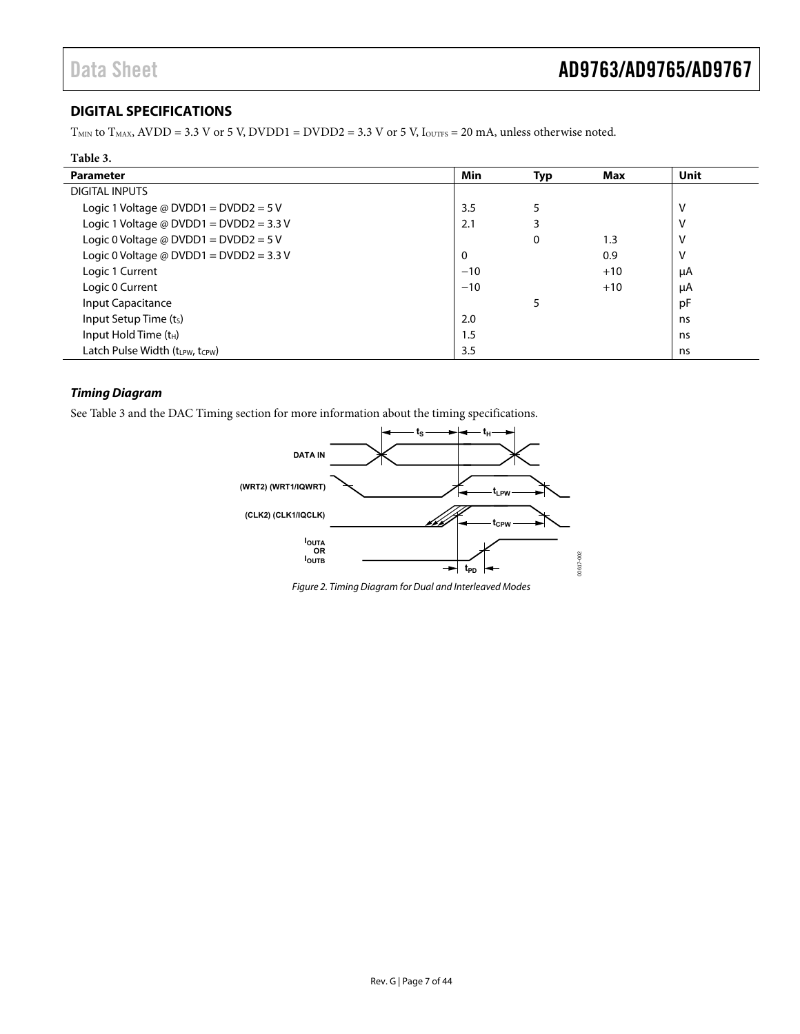## DIGITAL SPECIFICATIONS

$T_{MIN}$ to $T_{MAX}$, AVDD = 3.3 V or 5 V, DVDD1 = DVDD2 = 3.3 V or 5 V, $I_{OUTFS}$ = 20 mA, unless otherwise noted.

**Table 3.**

| Parameter | Min | Typ | Max | Unit |
|---|---|---|---|---|
| DIGITAL INPUTS | | | | |
| Logic 1 Voltage @ DVDD1 = DVDD2 = 5 V | 3.5 | 5 | | V |
| Logic 1 Voltage @ DVDD1 = DVDD2 = 3.3 V | 2.1 | 3 | | V |
| Logic 0 Voltage @ DVDD1 = DVDD2 = 5 V | | 0 | 1.3 | V |
| Logic 0 Voltage @ DVDD1 = DVDD2 = 3.3 V | 0 | | 0.9 | V |
| Logic 1 Current | −10 | | +10 | µA |
| Logic 0 Current | −10 | | +10 | µA |
| Input Capacitance | | 5 | | pF |
| Input Setup Time ($t_S$) | 2.0 | | | ns |
| Input Hold Time ($t_H$) | 1.5 | | | ns |
| Latch Pulse Width ($t_{LPW}$, $t_{CPW}$) | 3.5 | | | ns |

### *Timing Diagram*

See Table 3 and the DAC Timing section for more information about the timing specifications.

*Figure 2. Timing Diagram for Dual and Interleaved Modes*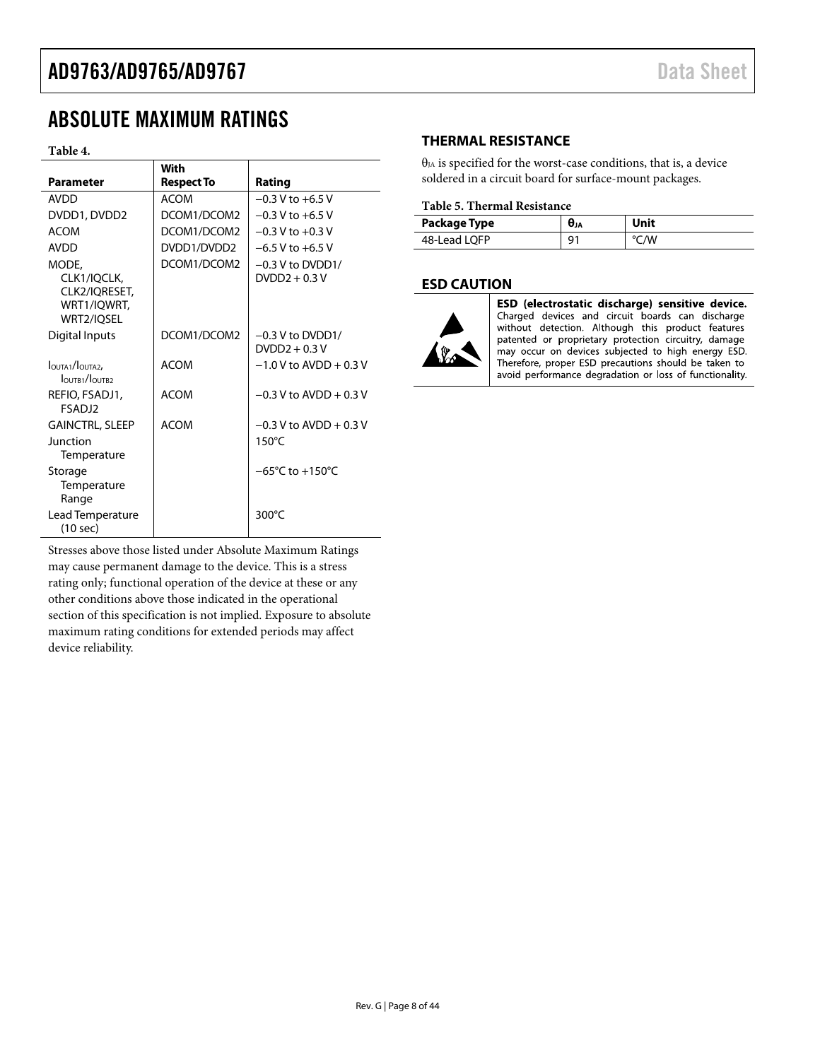# ABSOLUTE MAXIMUM RATINGS

**Table 4.**

| Parameter | With Respect To | Rating |
|---|---|---|
| AVDD | ACOM | −0.3 V to +6.5 V |
| DVDD1, DVDD2 | DCOM1/DCOM2 | −0.3 V to +6.5 V |
| ACOM | DCOM1/DCOM2 | −0.3 V to +0.3 V |
| AVDD | DVDD1/DVDD2 | −6.5 V to +6.5 V |
| MODE, CLK1/IQCLK, CLK2/IQRESET, WRT1/IQWRT, WRT2/IQSEL | DCOM1/DCOM2 | −0.3 V to DVDD1/DVDD2 + 0.3 V |
| Digital Inputs | DCOM1/DCOM2 | −0.3 V to DVDD1/DVDD2 + 0.3 V |
| $I_{OUTA1}/I_{OUTA2}$, $I_{OUTB1}/I_{OUTB2}$ | ACOM | −1.0 V to AVDD + 0.3 V |
| REFIO, FSADJ1, FSADJ2 | ACOM | −0.3 V to AVDD + 0.3 V |
| GAINCTRL, SLEEP | ACOM | −0.3 V to AVDD + 0.3 V |
| Junction Temperature | | 150°C |
| Storage Temperature Range | | −65°C to +150°C |
| Lead Temperature (10 sec) | | 300°C |

Stresses above those listed under Absolute Maximum Ratings may cause permanent damage to the device. This is a stress rating only; functional operation of the device at these or any other conditions above those indicated in the operational section of this specification is not implied. Exposure to absolute maximum rating conditions for extended periods may affect device reliability.

## THERMAL RESISTANCE

$\theta_{JA}$ is specified for the worst-case conditions, that is, a device soldered in a circuit board for surface-mount packages.

**Table 5. Thermal Resistance**

| Package Type | $\theta_{JA}$ | Unit |
|---|---|---|
| 48-Lead LQFP | 91 | °C/W |

## ESD CAUTION

**ESD (electrostatic discharge) sensitive device.** Charged devices and circuit boards can discharge without detection. Although this product features patented or proprietary protection circuitry, damage may occur on devices subjected to high energy ESD. Therefore, proper ESD precautions should be taken to avoid performance degradation or loss of functionality.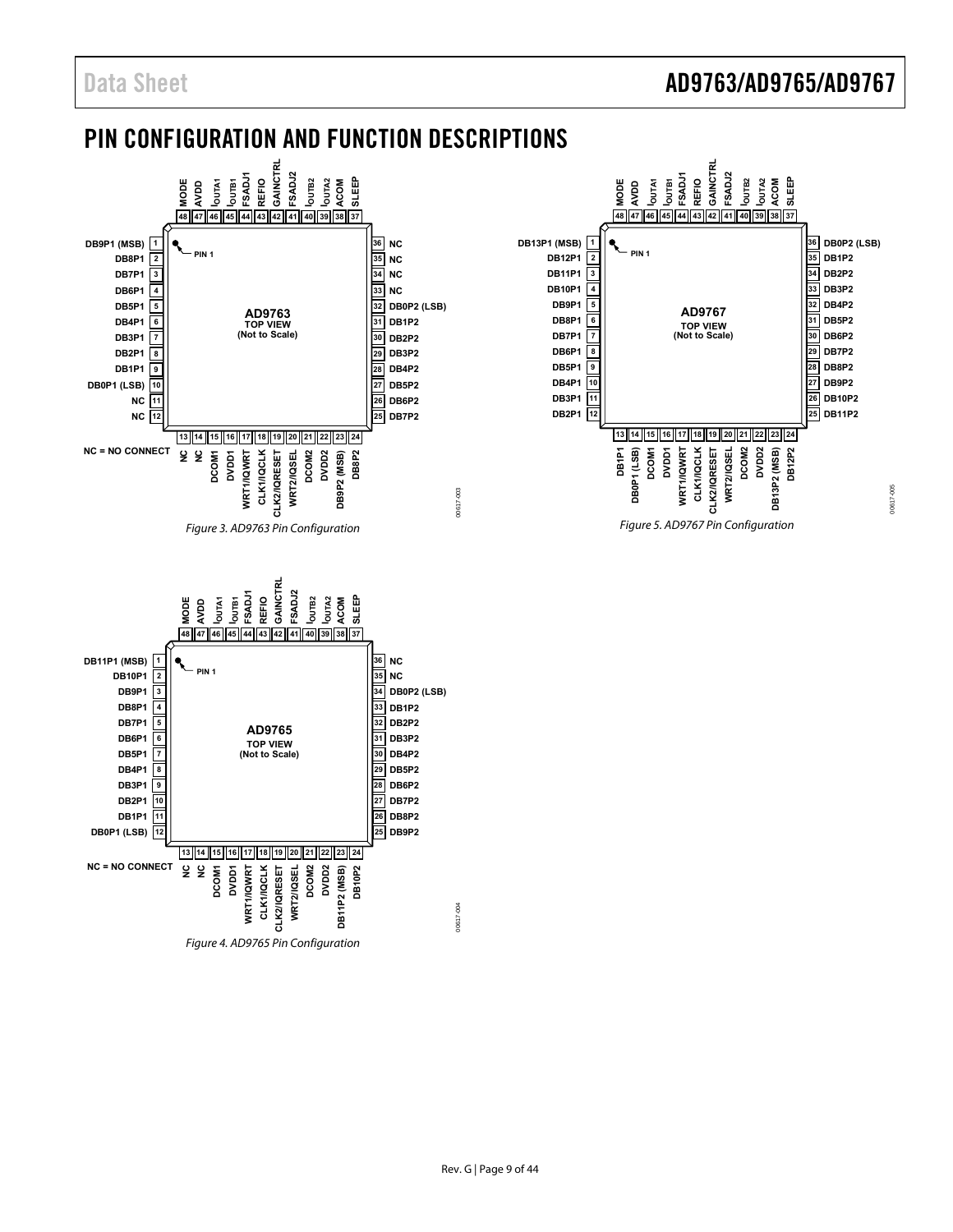# PIN CONFIGURATION AND FUNCTION DESCRIPTIONS

Figure 3. AD9763 Pin Configuration

Figure 5. AD9767 Pin Configuration

Figure 4. AD9765 Pin Configuration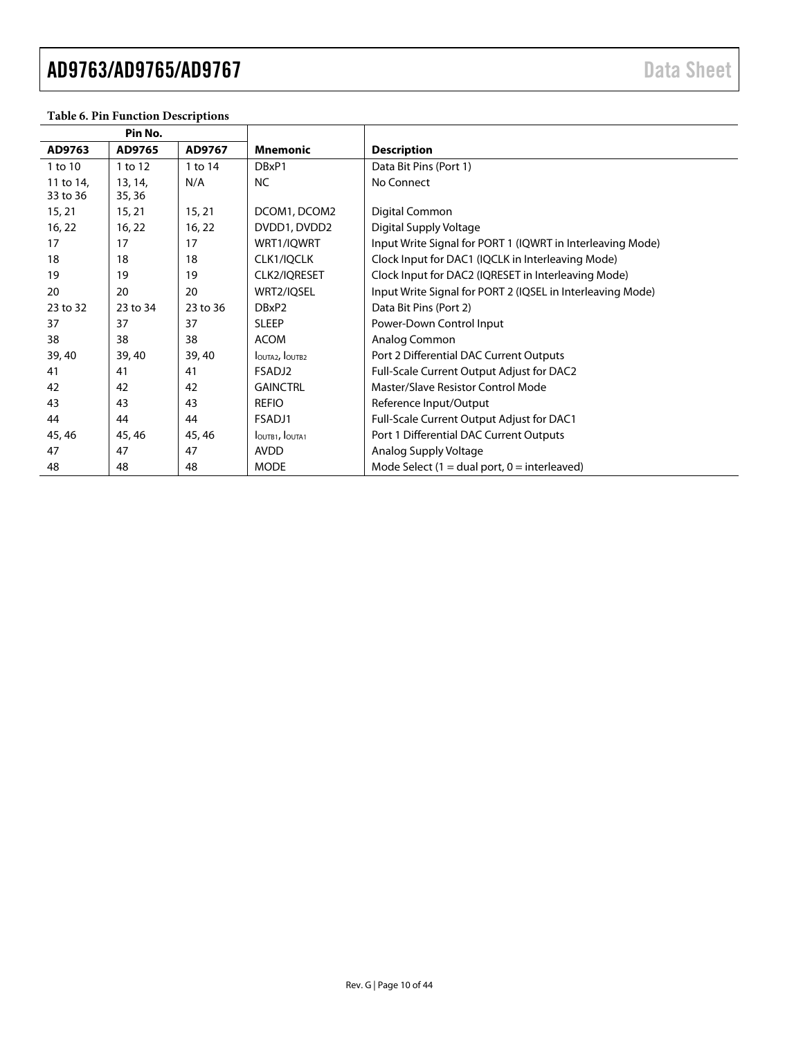**Table 6. Pin Function Descriptions**

| Pin No. | | | | |
|---|---|---|---|---|
| **AD9763** | **AD9765** | **AD9767** | **Mnemonic** | **Description** |
| 1 to 10 | 1 to 12 | 1 to 14 | DBxP1 | Data Bit Pins (Port 1) |
| 11 to 14, 33 to 36 | 13, 14, 35, 36 | N/A | NC | No Connect |
| 15, 21 | 15, 21 | 15, 21 | DCOM1, DCOM2 | Digital Common |
| 16, 22 | 16, 22 | 16, 22 | DVDD1, DVDD2 | Digital Supply Voltage |
| 17 | 17 | 17 | WRT1/IQWRT | Input Write Signal for PORT 1 (IQWRT in Interleaving Mode) |
| 18 | 18 | 18 | CLK1/IQCLK | Clock Input for DAC1 (IQCLK in Interleaving Mode) |
| 19 | 19 | 19 | CLK2/IQRESET | Clock Input for DAC2 (IQRESET in Interleaving Mode) |
| 20 | 20 | 20 | WRT2/IQSEL | Input Write Signal for PORT 2 (IQSEL in Interleaving Mode) |
| 23 to 32 | 23 to 34 | 23 to 36 | DBxP2 | Data Bit Pins (Port 2) |
| 37 | 37 | 37 | SLEEP | Power-Down Control Input |
| 38 | 38 | 38 | ACOM | Analog Common |
| 39, 40 | 39, 40 | 39, 40 | $I_{OUTA2}$, $I_{OUTB2}$ | Port 2 Differential DAC Current Outputs |
| 41 | 41 | 41 | FSADJ2 | Full-Scale Current Output Adjust for DAC2 |
| 42 | 42 | 42 | GAINCTRL | Master/Slave Resistor Control Mode |
| 43 | 43 | 43 | REFIO | Reference Input/Output |
| 44 | 44 | 44 | FSADJ1 | Full-Scale Current Output Adjust for DAC1 |
| 45, 46 | 45, 46 | 45, 46 | $I_{OUTB1}$, $I_{OUTA1}$ | Port 1 Differential DAC Current Outputs |
| 47 | 47 | 47 | AVDD | Analog Supply Voltage |
| 48 | 48 | 48 | MODE | Mode Select (1 = dual port, 0 = interleaved) |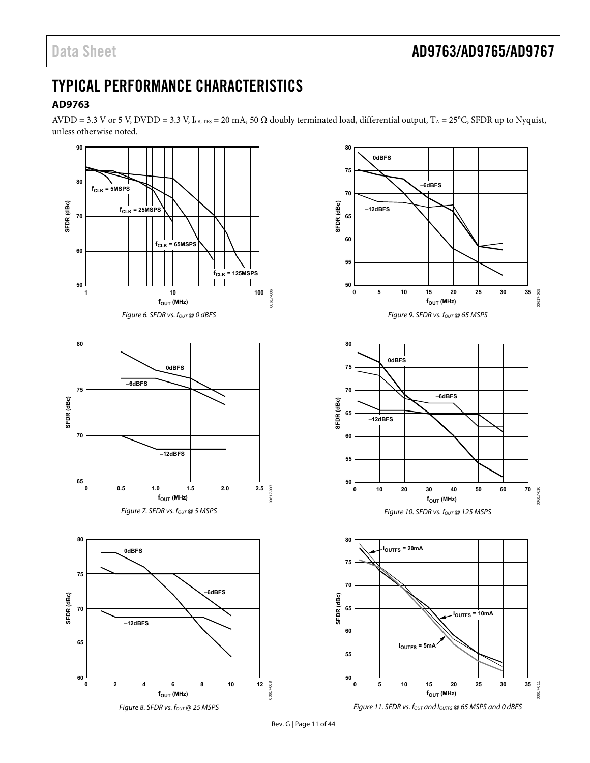# TYPICAL PERFORMANCE CHARACTERISTICS

## AD9763

AVDD = 3.3 V or 5 V, DVDD = 3.3 V, $I_{OUTFS}$ = 20 mA, 50 Ω doubly terminated load, differential output, $T_A$ = 25°C, SFDR up to Nyquist, unless otherwise noted.

*Figure 6. SFDR vs. $f_{OUT}$ @ 0 dBFS*

*Figure 7. SFDR vs. $f_{OUT}$ @ 5 MSPS*

*Figure 8. SFDR vs. $f_{OUT}$ @ 25 MSPS*

*Figure 9. SFDR vs. $f_{OUT}$ @ 65 MSPS*

*Figure 10. SFDR vs. $f_{OUT}$ @ 125 MSPS*

*Figure 11. SFDR vs. $f_{OUT}$ and $I_{OUTFS}$ @ 65 MSPS and 0 dBFS*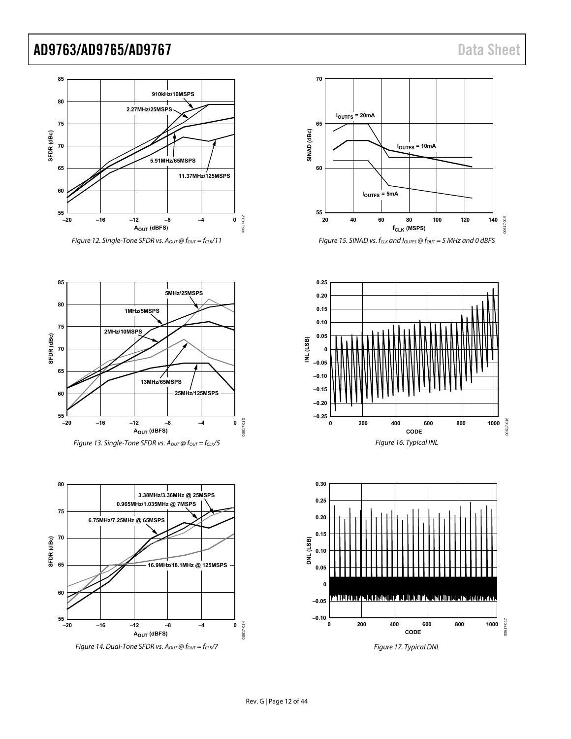Figure 12. Single-Tone SFDR vs. $A_{OUT}$ @ $f_{OUT} = f_{CLK}/11$

Figure 13. Single-Tone SFDR vs. $A_{OUT}$ @ $f_{OUT} = f_{CLK}/5$

Figure 14. Dual-Tone SFDR vs. $A_{OUT}$ @ $f_{OUT} = f_{CLK}/7$

Figure 15. SINAD vs. $f_{CLK}$ and $I_{OUTFS}$ @ $f_{OUT} = 5$ MHz and 0 dBFS

Figure 16. Typical INL

Figure 17. Typical DNL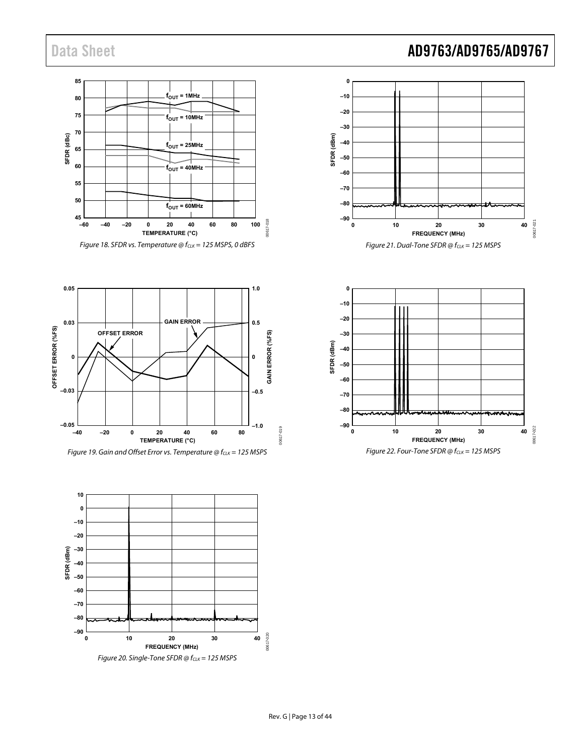Figure 18. SFDR vs. Temperature @ $f_{CLK}$ = 125 MSPS, 0 dBFS

Figure 19. Gain and Offset Error vs. Temperature @ $f_{CLK}$ = 125 MSPS

Figure 20. Single-Tone SFDR @ $f_{CLK}$ = 125 MSPS

Figure 21. Dual-Tone SFDR @ $f_{CLK}$ = 125 MSPS

Figure 22. Four-Tone SFDR @ $f_{CLK}$ = 125 MSPS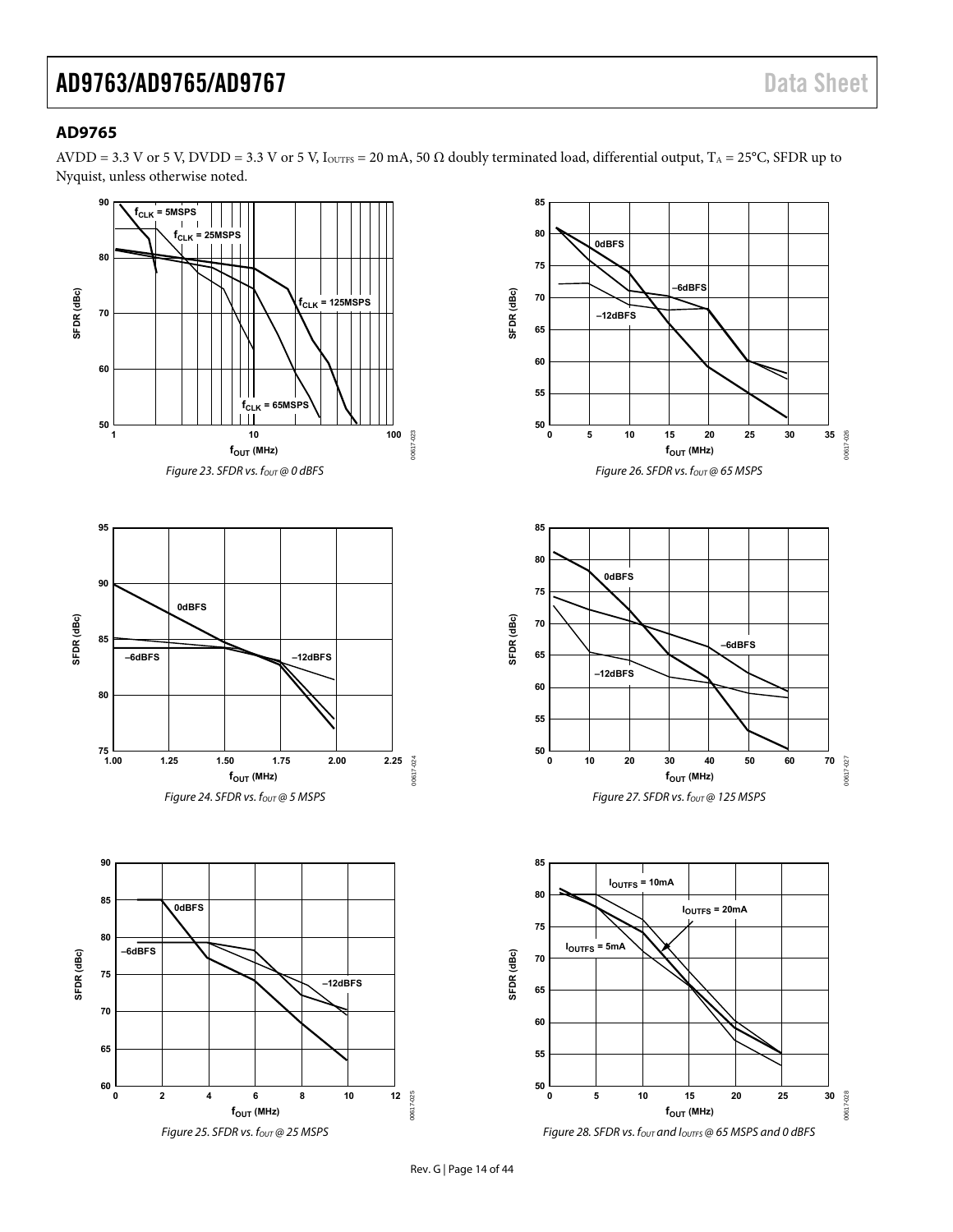## AD9765

AVDD = 3.3 V or 5 V, DVDD = 3.3 V or 5 V, $I_{OUTFS}$ = 20 mA, 50 Ω doubly terminated load, differential output, $T_A$ = 25°C, SFDR up to Nyquist, unless otherwise noted.

*Figure 23. SFDR vs. $f_{OUT}$ @ 0 dBFS*

*Figure 24. SFDR vs. $f_{OUT}$ @ 5 MSPS*

*Figure 25. SFDR vs. $f_{OUT}$ @ 25 MSPS*

*Figure 26. SFDR vs. $f_{OUT}$ @ 65 MSPS*

*Figure 27. SFDR vs. $f_{OUT}$ @ 125 MSPS*

*Figure 28. SFDR vs. $f_{OUT}$ and $I_{OUTFS}$ @ 65 MSPS and 0 dBFS*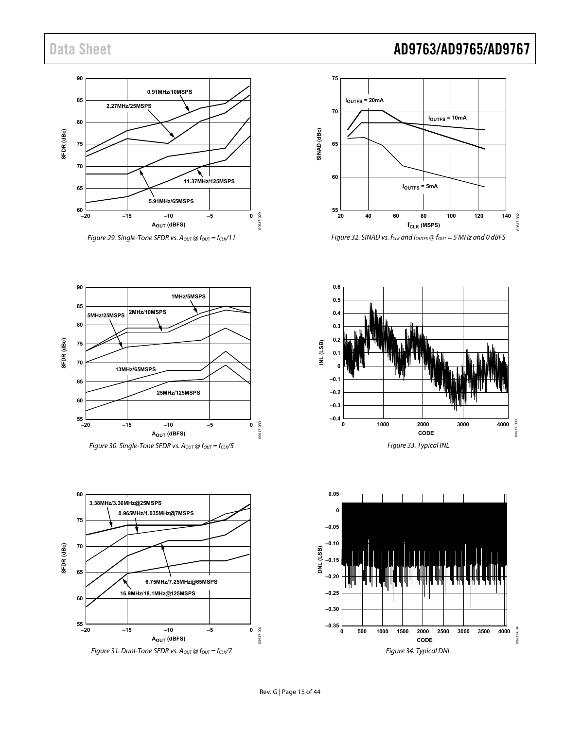Figure 29. Single-Tone SFDR vs. $A_{OUT}$ @ $f_{OUT} = f_{CLK}/11$

Figure 30. Single-Tone SFDR vs. $A_{OUT}$ @ $f_{OUT} = f_{CLK}/5$

Figure 31. Dual-Tone SFDR vs. $A_{OUT}$ @ $f_{OUT} = f_{CLK}/7$

Figure 32. SINAD vs. $f_{CLK}$ and $I_{OUTFS}$ @ $f_{OUT}$ = 5 MHz and 0 dBFS

Figure 33. Typical INL

Figure 34. Typical DNL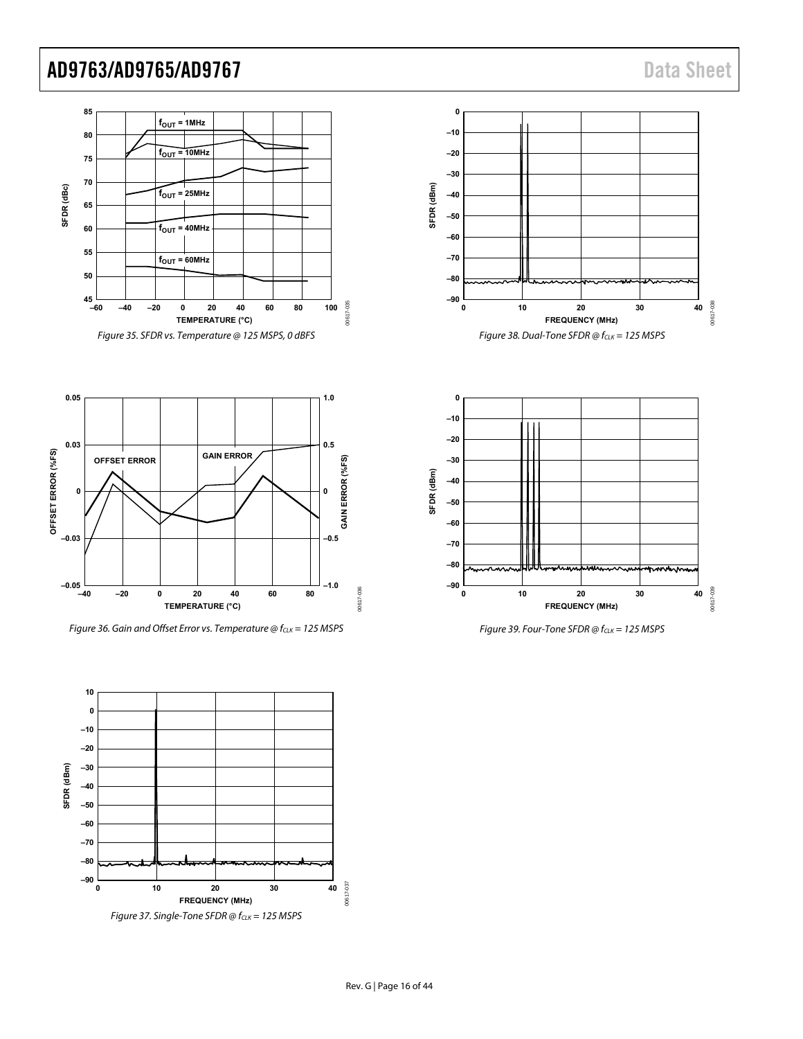Figure 35. SFDR vs. Temperature @ 125 MSPS, 0 dBFS

Figure 36. Gain and Offset Error vs. Temperature @ $f_{CLK}$ = 125 MSPS

Figure 37. Single-Tone SFDR @ $f_{CLK}$ = 125 MSPS

Figure 38. Dual-Tone SFDR @ $f_{CLK}$ = 125 MSPS

Figure 39. Four-Tone SFDR @ $f_{CLK}$ = 125 MSPS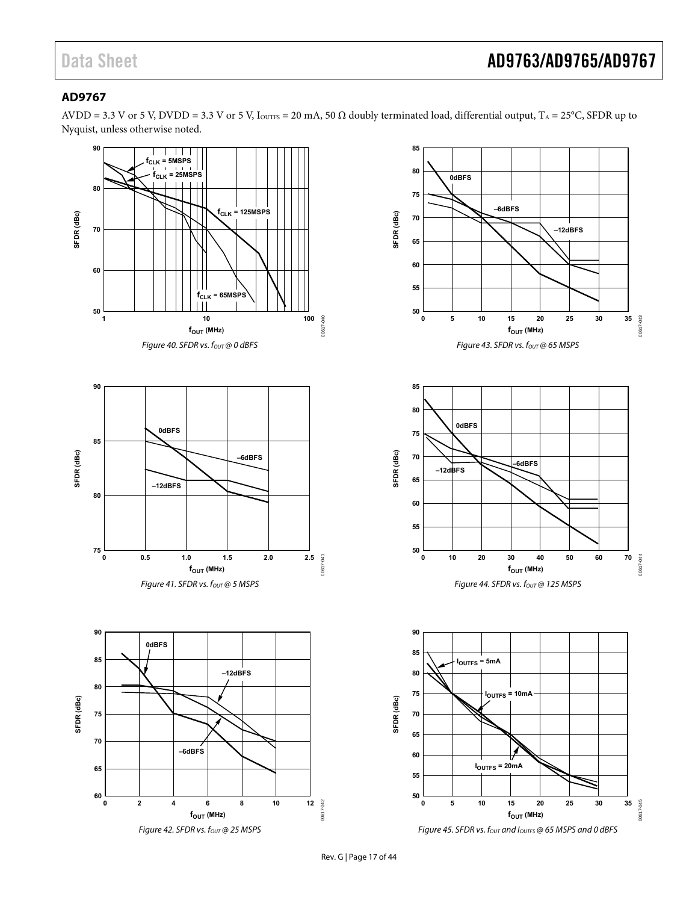## AD9767

AVDD = 3.3 V or 5 V, DVDD = 3.3 V or 5 V, $I_{OUTFS}$ = 20 mA, 50 Ω doubly terminated load, differential output, $T_A$ = 25°C, SFDR up to Nyquist, unless otherwise noted.

*Figure 40. SFDR vs. $f_{OUT}$ @ 0 dBFS*

*Figure 41. SFDR vs. $f_{OUT}$ @ 5 MSPS*

*Figure 42. SFDR vs. $f_{OUT}$ @ 25 MSPS*

*Figure 43. SFDR vs. $f_{OUT}$ @ 65 MSPS*

*Figure 44. SFDR vs. $f_{OUT}$ @ 125 MSPS*

*Figure 45. SFDR vs. $f_{OUT}$ and $I_{OUTFS}$ @ 65 MSPS and 0 dBFS*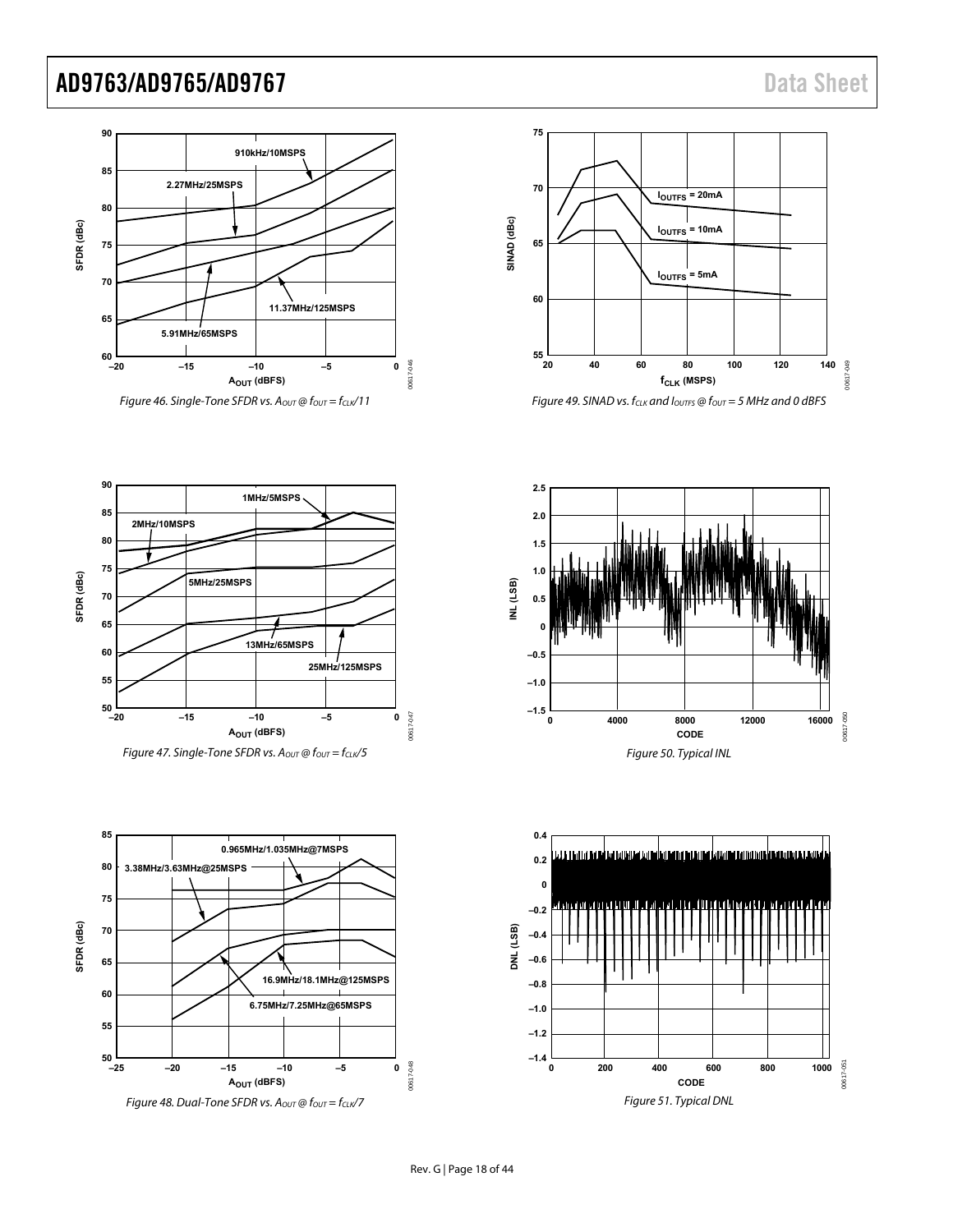Figure 46. Single-Tone SFDR vs. $A_{OUT}$ @ $f_{OUT} = f_{CLK}/11$

Figure 47. Single-Tone SFDR vs. $A_{OUT}$ @ $f_{OUT} = f_{CLK}/5$

Figure 48. Dual-Tone SFDR vs. $A_{OUT}$ @ $f_{OUT} = f_{CLK}/7$

Figure 49. SINAD vs. $f_{CLK}$ and $I_{OUTFS}$ @ $f_{OUT}$ = 5 MHz and 0 dBFS

Figure 50. Typical INL

Figure 51. Typical DNL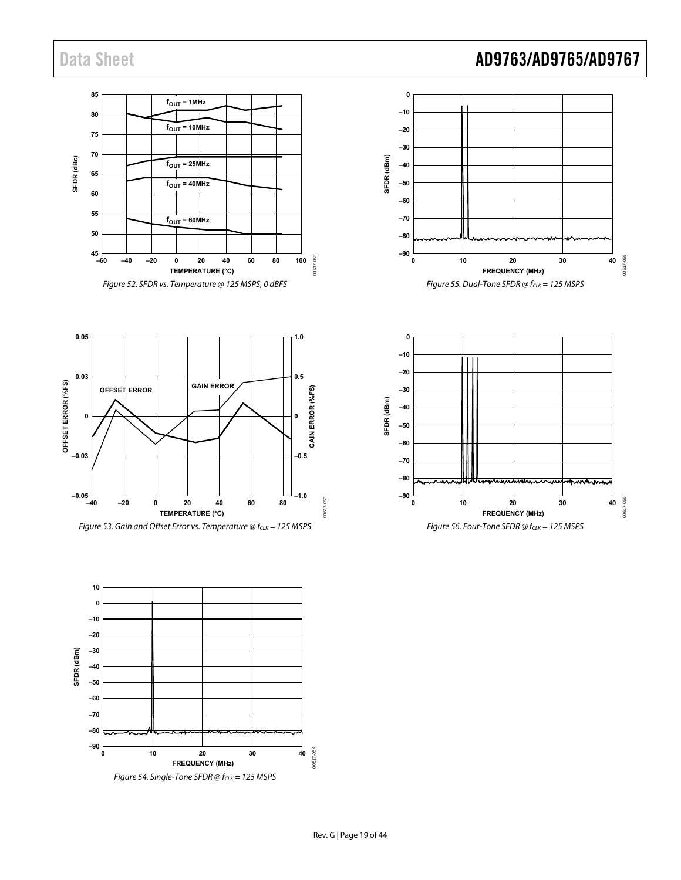Figure 52. SFDR vs. Temperature @ 125 MSPS, 0 dBFS

Figure 53. Gain and Offset Error vs. Temperature @ $f_{CLK}$ = 125 MSPS

Figure 54. Single-Tone SFDR @ $f_{CLK}$ = 125 MSPS

Figure 55. Dual-Tone SFDR @ $f_{CLK}$ = 125 MSPS

Figure 56. Four-Tone SFDR @ $f_{CLK}$ = 125 MSPS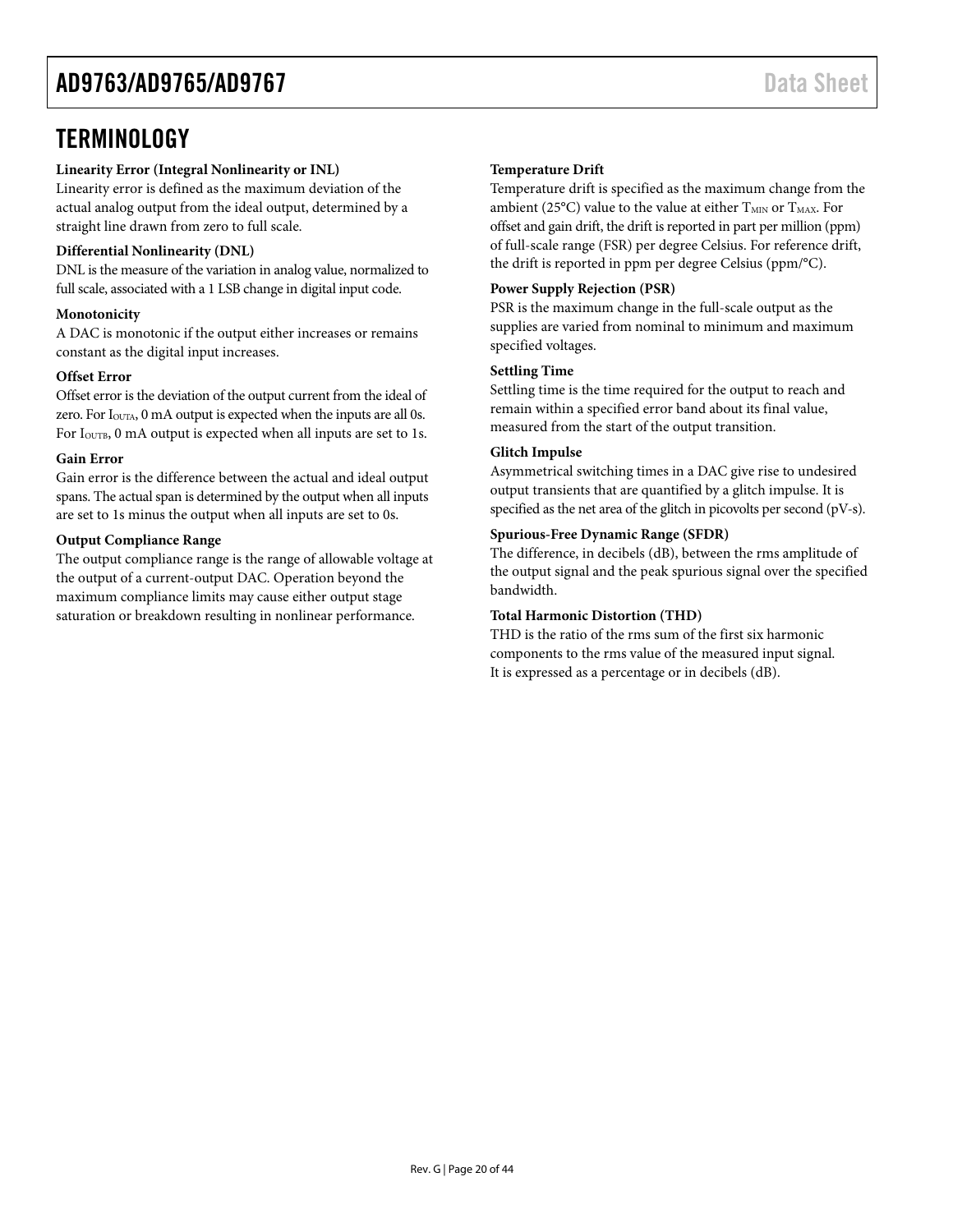# TERMINOLOGY

**Linearity Error (Integral Nonlinearity or INL)**

Linearity error is defined as the maximum deviation of the actual analog output from the ideal output, determined by a straight line drawn from zero to full scale.

**Differential Nonlinearity (DNL)**

DNL is the measure of the variation in analog value, normalized to full scale, associated with a 1 LSB change in digital input code.

**Monotonicity**

A DAC is monotonic if the output either increases or remains constant as the digital input increases.

**Offset Error**

Offset error is the deviation of the output current from the ideal of zero. For $I_{OUTA}$, 0 mA output is expected when the inputs are all 0s. For $I_{OUTB}$, 0 mA output is expected when all inputs are set to 1s.

**Gain Error**

Gain error is the difference between the actual and ideal output spans. The actual span is determined by the output when all inputs are set to 1s minus the output when all inputs are set to 0s.

**Output Compliance Range**

The output compliance range is the range of allowable voltage at the output of a current-output DAC. Operation beyond the maximum compliance limits may cause either output stage saturation or breakdown resulting in nonlinear performance.

**Temperature Drift**

Temperature drift is specified as the maximum change from the ambient (25°C) value to the value at either $T_{MIN}$ or $T_{MAX}$. For offset and gain drift, the drift is reported in part per million (ppm) of full-scale range (FSR) per degree Celsius. For reference drift, the drift is reported in ppm per degree Celsius (ppm/°C).

**Power Supply Rejection (PSR)**

PSR is the maximum change in the full-scale output as the supplies are varied from nominal to minimum and maximum specified voltages.

**Settling Time**

Settling time is the time required for the output to reach and remain within a specified error band about its final value, measured from the start of the output transition.

**Glitch Impulse**

Asymmetrical switching times in a DAC give rise to undesired output transients that are quantified by a glitch impulse. It is specified as the net area of the glitch in picovolts per second (pV-s).

**Spurious-Free Dynamic Range (SFDR)**

The difference, in decibels (dB), between the rms amplitude of the output signal and the peak spurious signal over the specified bandwidth.

**Total Harmonic Distortion (THD)**

THD is the ratio of the rms sum of the first six harmonic components to the rms value of the measured input signal. It is expressed as a percentage or in decibels (dB).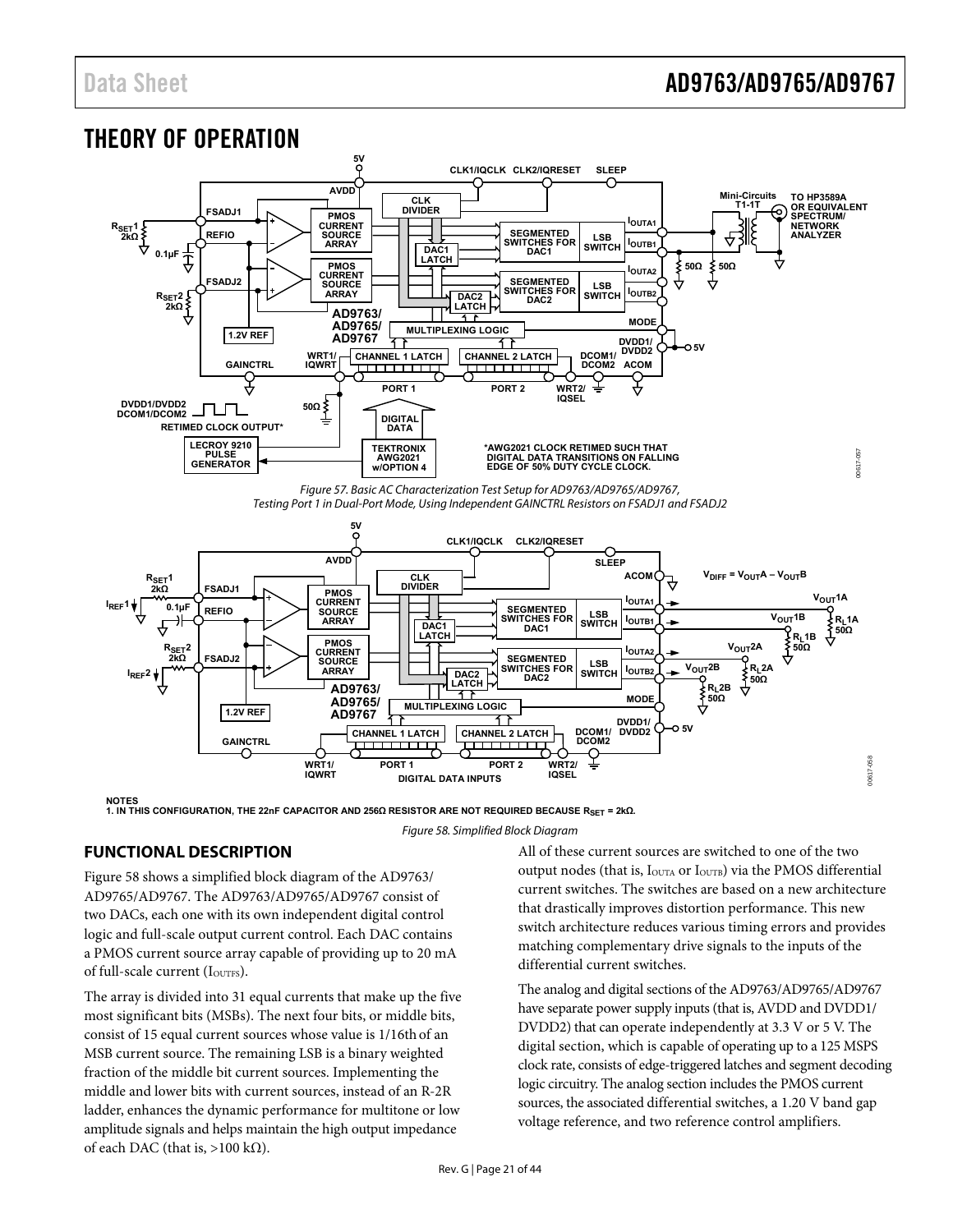# THEORY OF OPERATION

Figure 57. Basic AC Characterization Test Setup for AD9763/AD9765/AD9767, Testing Port 1 in Dual-Port Mode, Using Independent GAINCTRL Resistors on FSADJ1 and FSADJ2

NOTES
1. IN THIS CONFIGURATION, THE 22nF CAPACITOR AND 256Ω RESISTOR ARE NOT REQUIRED BECAUSE $R_{SET}$ = 2kΩ.

Figure 58. Simplified Block Diagram

## FUNCTIONAL DESCRIPTION

Figure 58 shows a simplified block diagram of the AD9763/AD9765/AD9767. The AD9763/AD9765/AD9767 consist of two DACs, each one with its own independent digital control logic and full-scale output current control. Each DAC contains a PMOS current source array capable of providing up to 20 mA of full-scale current ($I_{OUTFS}$).

The array is divided into 31 equal currents that make up the five most significant bits (MSBs). The next four bits, or middle bits, consist of 15 equal current sources whose value is 1/16th of an MSB current source. The remaining LSB is a binary weighted fraction of the middle bit current sources. Implementing the middle and lower bits with current sources, instead of an R-2R ladder, enhances the dynamic performance for multitone or low amplitude signals and helps maintain the high output impedance of each DAC (that is, >100 kΩ).

All of these current sources are switched to one of the two output nodes (that is, $I_{OUTA}$ or $I_{OUTB}$) via the PMOS differential current switches. The switches are based on a new architecture that drastically improves distortion performance. This new switch architecture reduces various timing errors and provides matching complementary drive signals to the inputs of the differential current switches.

The analog and digital sections of the AD9763/AD9765/AD9767 have separate power supply inputs (that is, AVDD and DVDD1/DVDD2) that can operate independently at 3.3 V or 5 V. The digital section, which is capable of operating up to a 125 MSPS clock rate, consists of edge-triggered latches and segment decoding logic circuitry. The analog section includes the PMOS current sources, the associated differential switches, a 1.20 V band gap voltage reference, and two reference control amplifiers.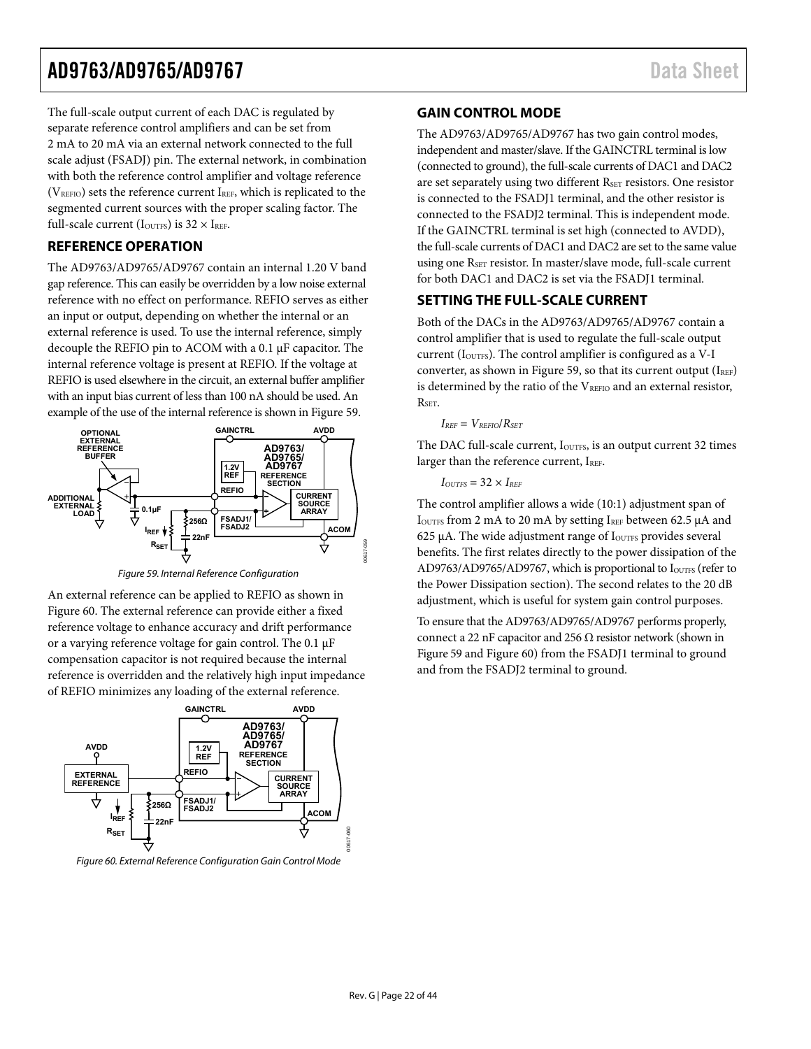The full-scale output current of each DAC is regulated by separate reference control amplifiers and can be set from 2 mA to 20 mA via an external network connected to the full scale adjust (FSADJ) pin. The external network, in combination with both the reference control amplifier and voltage reference ($V_{REFIO}$) sets the reference current $I_{REF}$, which is replicated to the segmented current sources with the proper scaling factor. The full-scale current ($I_{OUTFS}$) is $32 \times I_{REF}$.

## REFERENCE OPERATION

The AD9763/AD9765/AD9767 contain an internal 1.20 V band gap reference. This can easily be overridden by a low noise external reference with no effect on performance. REFIO serves as either an input or output, depending on whether the internal or an external reference is used. To use the internal reference, simply decouple the REFIO pin to ACOM with a 0.1 µF capacitor. The internal reference voltage is present at REFIO. If the voltage at REFIO is used elsewhere in the circuit, an external buffer amplifier with an input bias current of less than 100 nA should be used. An example of the use of the internal reference is shown in Figure 59.

Figure 59. Internal Reference Configuration

An external reference can be applied to REFIO as shown in Figure 60. The external reference can provide either a fixed reference voltage to enhance accuracy and drift performance or a varying reference voltage for gain control. The 0.1 µF compensation capacitor is not required because the internal reference is overridden and the relatively high input impedance of REFIO minimizes any loading of the external reference.

Figure 60. External Reference Configuration Gain Control Mode

## GAIN CONTROL MODE

The AD9763/AD9765/AD9767 has two gain control modes, independent and master/slave. If the GAINCTRL terminal is low (connected to ground), the full-scale currents of DAC1 and DAC2 are set separately using two different $R_{SET}$ resistors. One resistor is connected to the FSADJ1 terminal, and the other resistor is connected to the FSADJ2 terminal. This is independent mode. If the GAINCTRL terminal is set high (connected to AVDD), the full-scale currents of DAC1 and DAC2 are set to the same value using one $R_{SET}$ resistor. In master/slave mode, full-scale current for both DAC1 and DAC2 is set via the FSADJ1 terminal.

## SETTING THE FULL-SCALE CURRENT

Both of the DACs in the AD9763/AD9765/AD9767 contain a control amplifier that is used to regulate the full-scale output current ($I_{OUTFS}$). The control amplifier is configured as a V-I converter, as shown in Figure 59, so that its current output ($I_{REF}$) is determined by the ratio of the $V_{REFIO}$ and an external resistor, $R_{SET}$.

$$I_{REF} = V_{REFIO}/R_{SET}$$

The DAC full-scale current, $I_{OUTFS}$, is an output current 32 times larger than the reference current, $I_{REF}$.

$$I_{OUTFS} = 32 \times I_{REF}$$

The control amplifier allows a wide (10:1) adjustment span of $I_{OUTFS}$ from 2 mA to 20 mA by setting $I_{REF}$ between 62.5 µA and 625 µA. The wide adjustment range of $I_{OUTFS}$ provides several benefits. The first relates directly to the power dissipation of the AD9763/AD9765/AD9767, which is proportional to $I_{OUTFS}$ (refer to the Power Dissipation section). The second relates to the 20 dB adjustment, which is useful for system gain control purposes.

To ensure that the AD9763/AD9765/AD9767 performs properly, connect a 22 nF capacitor and 256 Ω resistor network (shown in Figure 59 and Figure 60) from the FSADJ1 terminal to ground and from the FSADJ2 terminal to ground.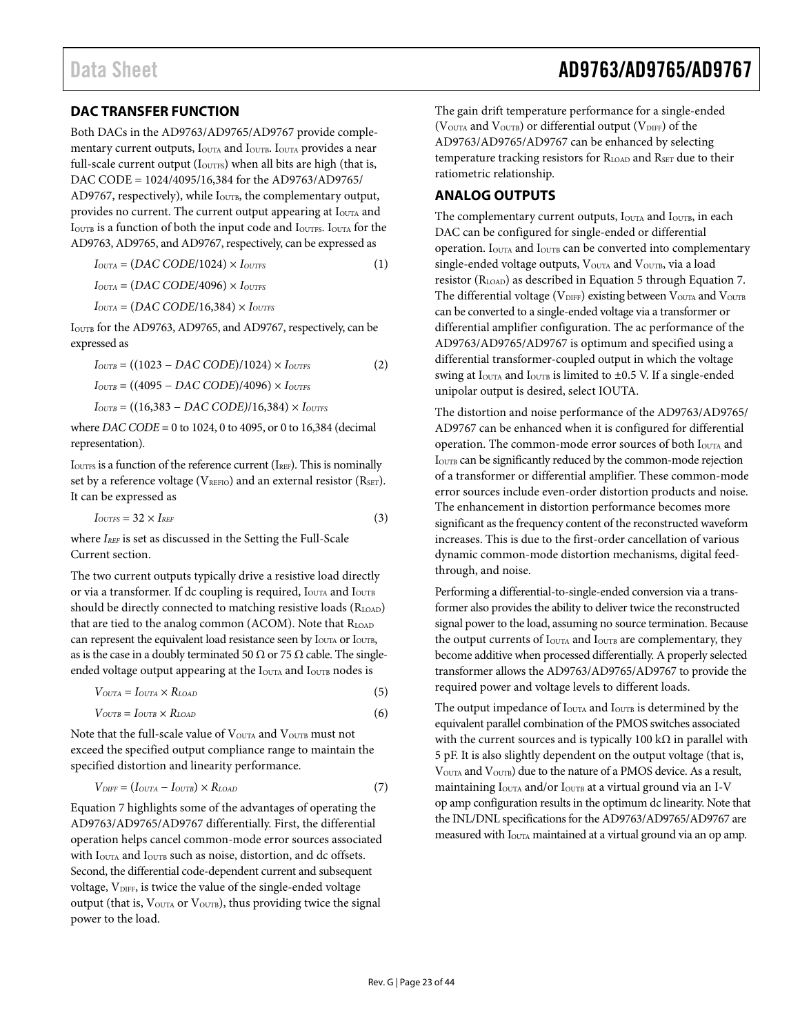## DAC TRANSFER FUNCTION

Both DACs in the AD9763/AD9765/AD9767 provide complementary current outputs, $I_{OUTA}$ and $I_{OUTB}$. $I_{OUTA}$ provides a near full-scale current output ($I_{OUTFS}$) when all bits are high (that is, DAC CODE = 1024/4095/16,384 for the AD9763/AD9765/AD9767, respectively), while $I_{OUTB}$, the complementary output, provides no current. The current output appearing at $I_{OUTA}$ and $I_{OUTB}$ is a function of both the input code and $I_{OUTFS}$. $I_{OUTA}$ for the AD9763, AD9765, and AD9767, respectively, can be expressed as

$$I_{OUTA} = (DAC\ CODE/1024) \times I_{OUTFS} \quad (1)$$

$$I_{OUTA} = (DAC\ CODE/4096) \times I_{OUTFS}$$

$$I_{OUTA} = (DAC\ CODE/16{,}384) \times I_{OUTFS}$$

$I_{OUTB}$ for the AD9763, AD9765, and AD9767, respectively, can be expressed as

$$I_{OUTB} = ((1023 - DAC\ CODE)/1024) \times I_{OUTFS} \quad (2)$$

$$I_{OUTB} = ((4095 - DAC\ CODE)/4096) \times I_{OUTFS}$$

$$I_{OUTB} = ((16{,}383 - DAC\ CODE)/16{,}384) \times I_{OUTFS}$$

where *DAC CODE* = 0 to 1024, 0 to 4095, or 0 to 16,384 (decimal representation).

$I_{OUTFS}$ is a function of the reference current ($I_{REF}$). This is nominally set by a reference voltage ($V_{REFIO}$) and an external resistor ($R_{SET}$). It can be expressed as

$$I_{OUTFS} = 32 \times I_{REF} \quad (3)$$

where $I_{REF}$ is set as discussed in the Setting the Full-Scale Current section.

The two current outputs typically drive a resistive load directly or via a transformer. If dc coupling is required, $I_{OUTA}$ and $I_{OUTB}$ should be directly connected to matching resistive loads ($R_{LOAD}$) that are tied to the analog common (ACOM). Note that $R_{LOAD}$ can represent the equivalent load resistance seen by $I_{OUTA}$ or $I_{OUTB}$, as is the case in a doubly terminated 50 Ω or 75 Ω cable. The single-ended voltage output appearing at the $I_{OUTA}$ and $I_{OUTB}$ nodes is

$$V_{OUTA} = I_{OUTA} \times R_{LOAD} \quad (5)$$

$$V_{OUTB} = I_{OUTB} \times R_{LOAD} \quad (6)$$

Note that the full-scale value of $V_{OUTA}$ and $V_{OUTB}$ must not exceed the specified output compliance range to maintain the specified distortion and linearity performance.

$$V_{DIFF} = (I_{OUTA} - I_{OUTB}) \times R_{LOAD} \quad (7)$$

Equation 7 highlights some of the advantages of operating the AD9763/AD9765/AD9767 differentially. First, the differential operation helps cancel common-mode error sources associated with $I_{OUTA}$ and $I_{OUTB}$ such as noise, distortion, and dc offsets. Second, the differential code-dependent current and subsequent voltage, $V_{DIFF}$, is twice the value of the single-ended voltage output (that is, $V_{OUTA}$ or $V_{OUTB}$), thus providing twice the signal power to the load.

The gain drift temperature performance for a single-ended ($V_{OUTA}$ and $V_{OUTB}$) or differential output ($V_{DIFF}$) of the AD9763/AD9765/AD9767 can be enhanced by selecting temperature tracking resistors for $R_{LOAD}$ and $R_{SET}$ due to their ratiometric relationship.

## ANALOG OUTPUTS

The complementary current outputs, $I_{OUTA}$ and $I_{OUTB}$, in each DAC can be configured for single-ended or differential operation. $I_{OUTA}$ and $I_{OUTB}$ can be converted into complementary single-ended voltage outputs, $V_{OUTA}$ and $V_{OUTB}$, via a load resistor ($R_{LOAD}$) as described in Equation 5 through Equation 7. The differential voltage ($V_{DIFF}$) existing between $V_{OUTA}$ and $V_{OUTB}$ can be converted to a single-ended voltage via a transformer or differential amplifier configuration. The ac performance of the AD9763/AD9765/AD9767 is optimum and specified using a differential transformer-coupled output in which the voltage swing at $I_{OUTA}$ and $I_{OUTB}$ is limited to ±0.5 V. If a single-ended unipolar output is desired, select IOUTA.

The distortion and noise performance of the AD9763/AD9765/AD9767 can be enhanced when it is configured for differential operation. The common-mode error sources of both $I_{OUTA}$ and $I_{OUTB}$ can be significantly reduced by the common-mode rejection of a transformer or differential amplifier. These common-mode error sources include even-order distortion products and noise. The enhancement in distortion performance becomes more significant as the frequency content of the reconstructed waveform increases. This is due to the first-order cancellation of various dynamic common-mode distortion mechanisms, digital feedthrough, and noise.

Performing a differential-to-single-ended conversion via a transformer also provides the ability to deliver twice the reconstructed signal power to the load, assuming no source termination. Because the output currents of $I_{OUTA}$ and $I_{OUTB}$ are complementary, they become additive when processed differentially. A properly selected transformer allows the AD9763/AD9765/AD9767 to provide the required power and voltage levels to different loads.

The output impedance of $I_{OUTA}$ and $I_{OUTB}$ is determined by the equivalent parallel combination of the PMOS switches associated with the current sources and is typically 100 kΩ in parallel with 5 pF. It is also slightly dependent on the output voltage (that is, $V_{OUTA}$ and $V_{OUTB}$) due to the nature of a PMOS device. As a result, maintaining $I_{OUTA}$ and/or $I_{OUTB}$ at a virtual ground via an I-V op amp configuration results in the optimum dc linearity. Note that the INL/DNL specifications for the AD9763/AD9765/AD9767 are measured with $I_{OUTA}$ maintained at a virtual ground via an op amp.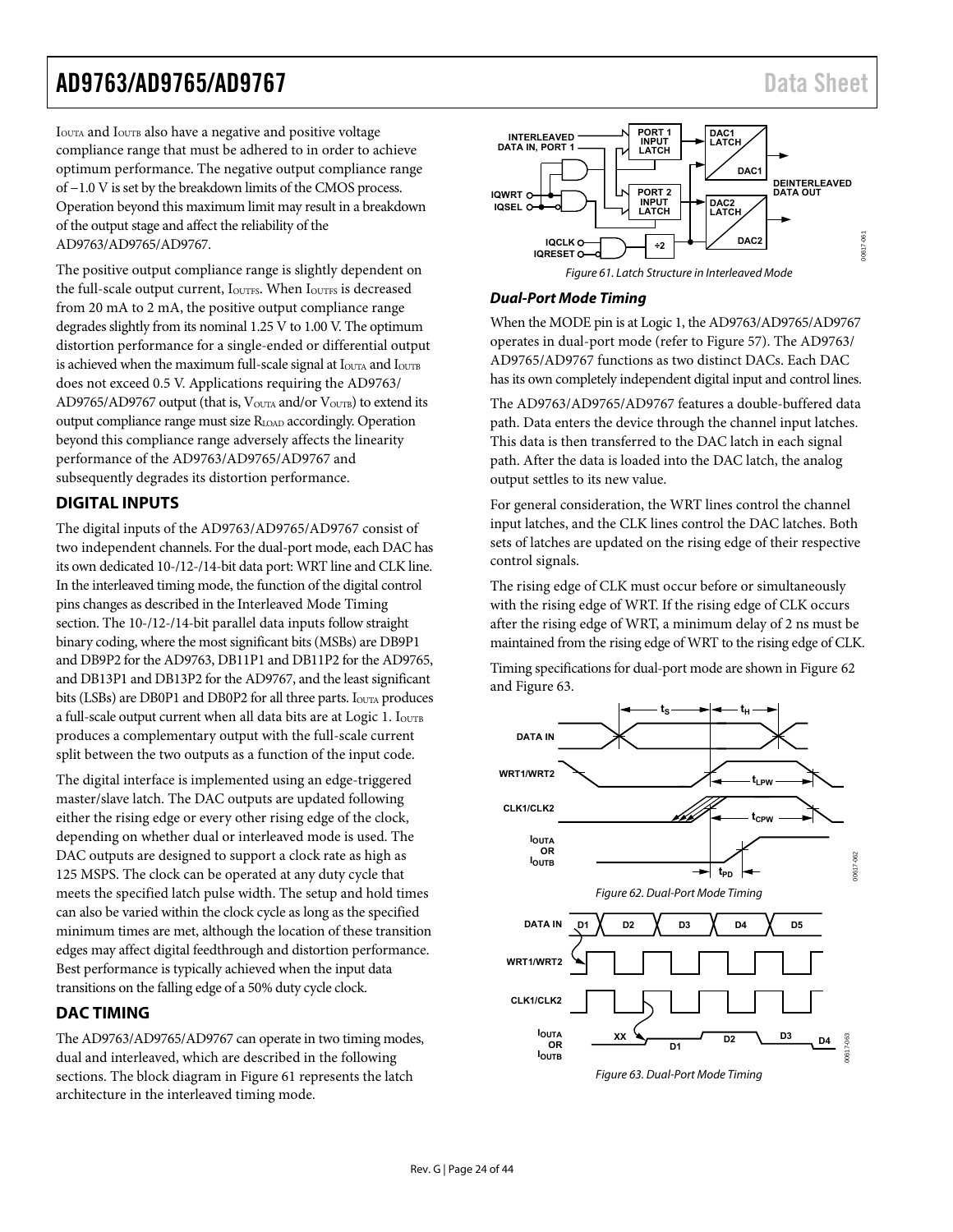$I_{OUTA}$ and $I_{OUTB}$ also have a negative and positive voltage compliance range that must be adhered to in order to achieve optimum performance. The negative output compliance range of −1.0 V is set by the breakdown limits of the CMOS process. Operation beyond this maximum limit may result in a breakdown of the output stage and affect the reliability of the AD9763/AD9765/AD9767.

The positive output compliance range is slightly dependent on the full-scale output current, $I_{OUTFS}$. When $I_{OUTFS}$ is decreased from 20 mA to 2 mA, the positive output compliance range degrades slightly from its nominal 1.25 V to 1.00 V. The optimum distortion performance for a single-ended or differential output is achieved when the maximum full-scale signal at $I_{OUTA}$ and $I_{OUTB}$ does not exceed 0.5 V. Applications requiring the AD9763/AD9765/AD9767 output (that is, $V_{OUTA}$ and/or $V_{OUTB}$) to extend its output compliance range must size $R_{LOAD}$ accordingly. Operation beyond this compliance range adversely affects the linearity performance of the AD9763/AD9765/AD9767 and subsequently degrades its distortion performance.

## DIGITAL INPUTS

The digital inputs of the AD9763/AD9765/AD9767 consist of two independent channels. For the dual-port mode, each DAC has its own dedicated 10-/12-/14-bit data port: WRT line and CLK line. In the interleaved timing mode, the function of the digital control pins changes as described in the Interleaved Mode Timing section. The 10-/12-/14-bit parallel data inputs follow straight binary coding, where the most significant bits (MSBs) are DB9P1 and DB9P2 for the AD9763, DB11P1 and DB11P2 for the AD9765, and DB13P1 and DB13P2 for the AD9767, and the least significant bits (LSBs) are DB0P1 and DB0P2 for all three parts. $I_{OUTA}$ produces a full-scale output current when all data bits are at Logic 1. $I_{OUTB}$ produces a complementary output with the full-scale current split between the two outputs as a function of the input code.

The digital interface is implemented using an edge-triggered master/slave latch. The DAC outputs are updated following either the rising edge or every other rising edge of the clock, depending on whether dual or interleaved mode is used. The DAC outputs are designed to support a clock rate as high as 125 MSPS. The clock can be operated at any duty cycle that meets the specified latch pulse width. The setup and hold times can also be varied within the clock cycle as long as the specified minimum times are met, although the location of these transition edges may affect digital feedthrough and distortion performance. Best performance is typically achieved when the input data transitions on the falling edge of a 50% duty cycle clock.

## DAC TIMING

The AD9763/AD9765/AD9767 can operate in two timing modes, dual and interleaved, which are described in the following sections. The block diagram in Figure 61 represents the latch architecture in the interleaved timing mode.

Figure 61. Latch Structure in Interleaved Mode

### *Dual-Port Mode Timing*

When the MODE pin is at Logic 1, the AD9763/AD9765/AD9767 operates in dual-port mode (refer to Figure 57). The AD9763/AD9765/AD9767 functions as two distinct DACs. Each DAC has its own completely independent digital input and control lines.

The AD9763/AD9765/AD9767 features a double-buffered data path. Data enters the device through the channel input latches. This data is then transferred to the DAC latch in each signal path. After the data is loaded into the DAC latch, the analog output settles to its new value.

For general consideration, the WRT lines control the channel input latches, and the CLK lines control the DAC latches. Both sets of latches are updated on the rising edge of their respective control signals.

The rising edge of CLK must occur before or simultaneously with the rising edge of WRT. If the rising edge of CLK occurs after the rising edge of WRT, a minimum delay of 2 ns must be maintained from the rising edge of WRT to the rising edge of CLK.

Timing specifications for dual-port mode are shown in Figure 62 and Figure 63.

Figure 62. Dual-Port Mode Timing

Figure 63. Dual-Port Mode Timing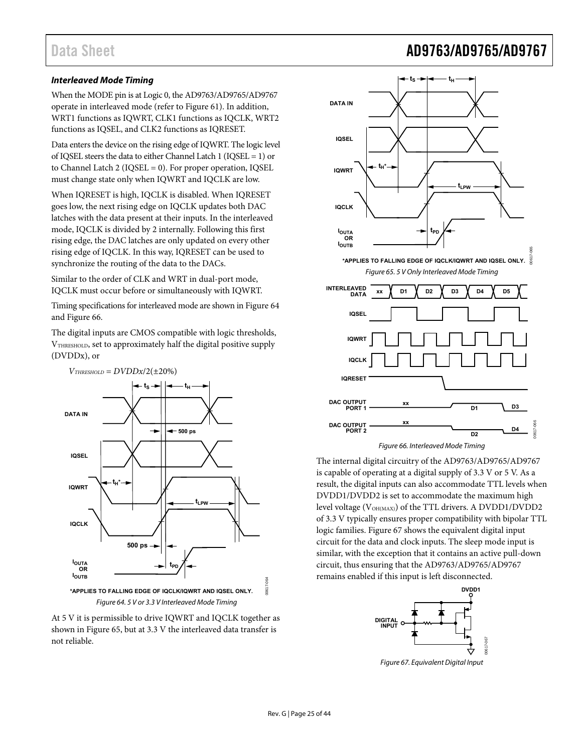### Interleaved Mode Timing

When the MODE pin is at Logic 0, the AD9763/AD9765/AD9767 operate in interleaved mode (refer to Figure 61). In addition, WRT1 functions as IQWRT, CLK1 functions as IQCLK, WRT2 functions as IQSEL, and CLK2 functions as IQRESET.

Data enters the device on the rising edge of IQWRT. The logic level of IQSEL steers the data to either Channel Latch 1 (IQSEL = 1) or to Channel Latch 2 (IQSEL = 0). For proper operation, IQSEL must change state only when IQWRT and IQCLK are low.

When IQRESET is high, IQCLK is disabled. When IQRESET goes low, the next rising edge on IQCLK updates both DAC latches with the data present at their inputs. In the interleaved mode, IQCLK is divided by 2 internally. Following this first rising edge, the DAC latches are only updated on every other rising edge of IQCLK. In this way, IQRESET can be used to synchronize the routing of the data to the DACs.

Similar to the order of CLK and WRT in dual-port mode, IQCLK must occur before or simultaneously with IQWRT.

Timing specifications for interleaved mode are shown in Figure 64 and Figure 66.

The digital inputs are CMOS compatible with logic thresholds, $V_{THRESHOLD}$, set to approximately half the digital positive supply (DVDDx), or

$$V_{THRESHOLD} = DVDDx/2(\pm 20\%)$$

\*APPLIES TO FALLING EDGE OF IQCLK/IQWRT AND IQSEL ONLY.

Figure 64. 5 V or 3.3 V Interleaved Mode Timing

At 5 V it is permissible to drive IQWRT and IQCLK together as shown in Figure 65, but at 3.3 V the interleaved data transfer is not reliable.

\*APPLIES TO FALLING EDGE OF IQCLK/IQWRT AND IQSEL ONLY.

Figure 65. 5 V Only Interleaved Mode Timing

Figure 66. Interleaved Mode Timing

The internal digital circuitry of the AD9763/AD9765/AD9767 is capable of operating at a digital supply of 3.3 V or 5 V. As a result, the digital inputs can also accommodate TTL levels when DVDD1/DVDD2 is set to accommodate the maximum high level voltage ($V_{OH(MAX)}$) of the TTL drivers. A DVDD1/DVDD2 of 3.3 V typically ensures proper compatibility with bipolar TTL logic families. Figure 67 shows the equivalent digital input circuit for the data and clock inputs. The sleep mode input is similar, with the exception that it contains an active pull-down circuit, thus ensuring that the AD9763/AD9765/AD9767 remains enabled if this input is left disconnected.

Figure 67. Equivalent Digital Input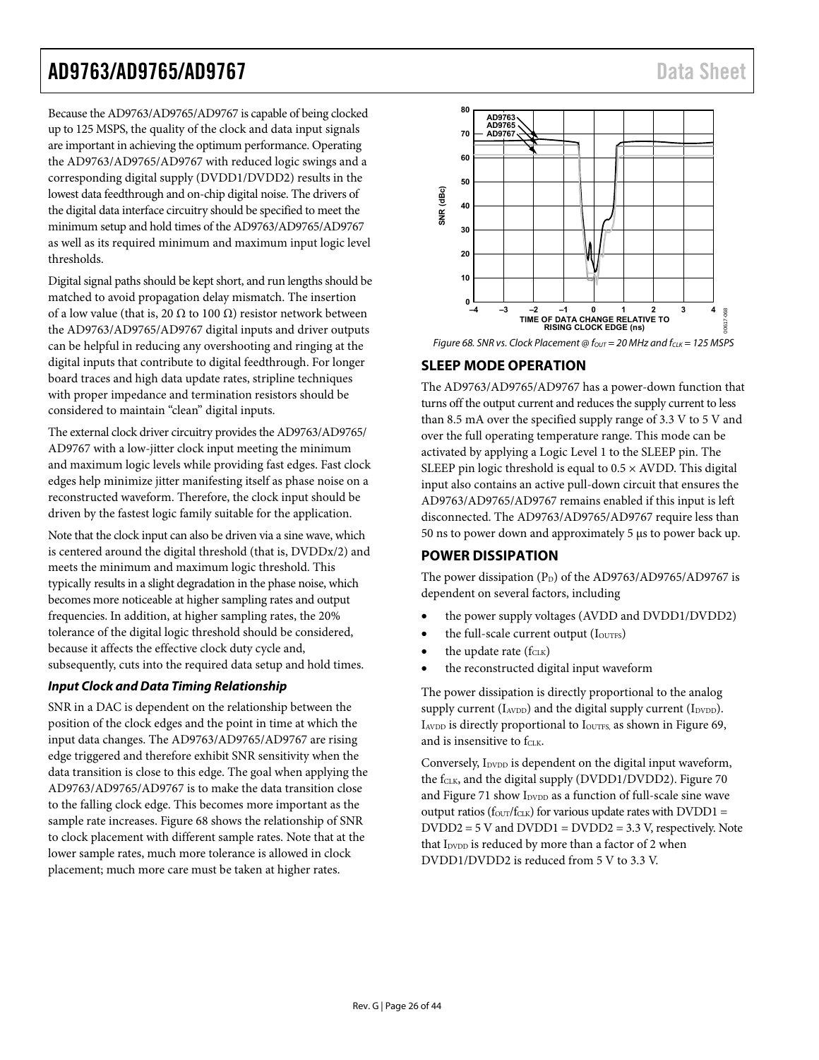Because the AD9763/AD9765/AD9767 is capable of being clocked up to 125 MSPS, the quality of the clock and data input signals are important in achieving the optimum performance. Operating the AD9763/AD9765/AD9767 with reduced logic swings and a corresponding digital supply (DVDD1/DVDD2) results in the lowest data feedthrough and on-chip digital noise. The drivers of the digital data interface circuitry should be specified to meet the minimum setup and hold times of the AD9763/AD9765/AD9767 as well as its required minimum and maximum input logic level thresholds.

Digital signal paths should be kept short, and run lengths should be matched to avoid propagation delay mismatch. The insertion of a low value (that is, 20 Ω to 100 Ω) resistor network between the AD9763/AD9765/AD9767 digital inputs and driver outputs can be helpful in reducing any overshooting and ringing at the digital inputs that contribute to digital feedthrough. For longer board traces and high data update rates, stripline techniques with proper impedance and termination resistors should be considered to maintain "clean" digital inputs.

The external clock driver circuitry provides the AD9763/AD9765/AD9767 with a low-jitter clock input meeting the minimum and maximum logic levels while providing fast edges. Fast clock edges help minimize jitter manifesting itself as phase noise on a reconstructed waveform. Therefore, the clock input should be driven by the fastest logic family suitable for the application.

Note that the clock input can also be driven via a sine wave, which is centered around the digital threshold (that is, DVDDx/2) and meets the minimum and maximum logic threshold. This typically results in a slight degradation in the phase noise, which becomes more noticeable at higher sampling rates and output frequencies. In addition, at higher sampling rates, the 20% tolerance of the digital logic threshold should be considered, because it affects the effective clock duty cycle and, subsequently, cuts into the required data setup and hold times.

### *Input Clock and Data Timing Relationship*

SNR in a DAC is dependent on the relationship between the position of the clock edges and the point in time at which the input data changes. The AD9763/AD9765/AD9767 are rising edge triggered and therefore exhibit SNR sensitivity when the data transition is close to this edge. The goal when applying the AD9763/AD9765/AD9767 is to make the data transition close to the falling clock edge. This becomes more important as the sample rate increases. Figure 68 shows the relationship of SNR to clock placement with different sample rates. Note that at the lower sample rates, much more tolerance is allowed in clock placement; much more care must be taken at higher rates.

*Figure 68. SNR vs. Clock Placement @ $f_{OUT}$ = 20 MHz and $f_{CLK}$ = 125 MSPS*

## SLEEP MODE OPERATION

The AD9763/AD9765/AD9767 has a power-down function that turns off the output current and reduces the supply current to less than 8.5 mA over the specified supply range of 3.3 V to 5 V and over the full operating temperature range. This mode can be activated by applying a Logic Level 1 to the SLEEP pin. The SLEEP pin logic threshold is equal to 0.5 × AVDD. This digital input also contains an active pull-down circuit that ensures the AD9763/AD9765/AD9767 remains enabled if this input is left disconnected. The AD9763/AD9765/AD9767 require less than 50 ns to power down and approximately 5 µs to power back up.

## POWER DISSIPATION

The power dissipation ($P_D$) of the AD9763/AD9765/AD9767 is dependent on several factors, including

- the power supply voltages (AVDD and DVDD1/DVDD2)
- the full-scale current output ($I_{OUTFS}$)
- the update rate ($f_{CLK}$)
- the reconstructed digital input waveform

The power dissipation is directly proportional to the analog supply current ($I_{AVDD}$) and the digital supply current ($I_{DVDD}$). $I_{AVDD}$ is directly proportional to $I_{OUTFS}$, as shown in Figure 69, and is insensitive to $f_{CLK}$.

Conversely, $I_{DVDD}$ is dependent on the digital input waveform, the $f_{CLK}$, and the digital supply (DVDD1/DVDD2). Figure 70 and Figure 71 show $I_{DVDD}$ as a function of full-scale sine wave output ratios ($f_{OUT}/f_{CLK}$) for various update rates with DVDD1 = DVDD2 = 5 V and DVDD1 = DVDD2 = 3.3 V, respectively. Note that $I_{DVDD}$ is reduced by more than a factor of 2 when DVDD1/DVDD2 is reduced from 5 V to 3.3 V.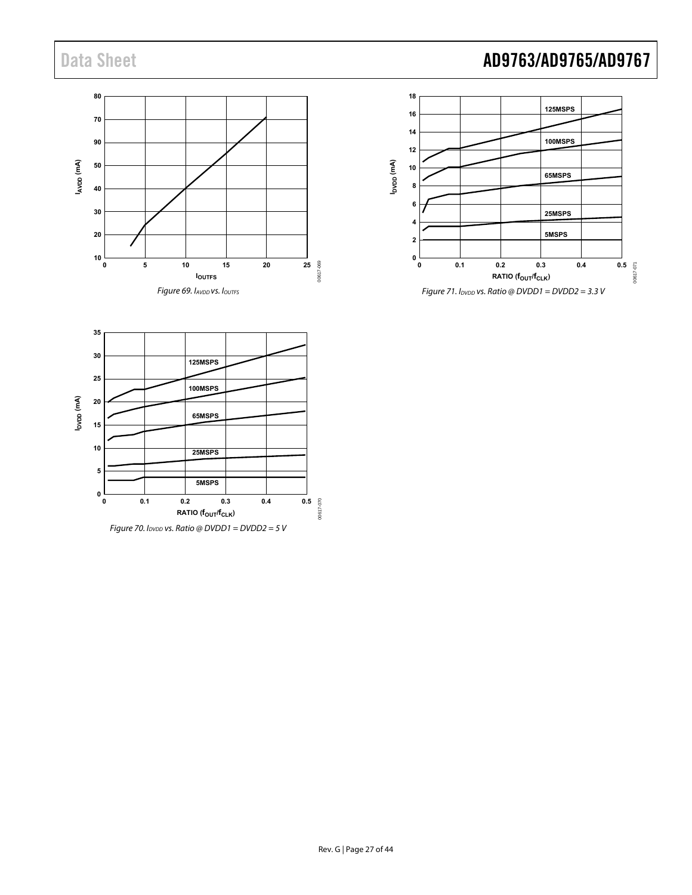Figure 69. $I_{AVDD}$ vs. $I_{OUTFS}$

Figure 70. $I_{DVDD}$ vs. Ratio @ DVDD1 = DVDD2 = 5 V

Figure 71. $I_{DVDD}$ vs. Ratio @ DVDD1 = DVDD2 = 3.3 V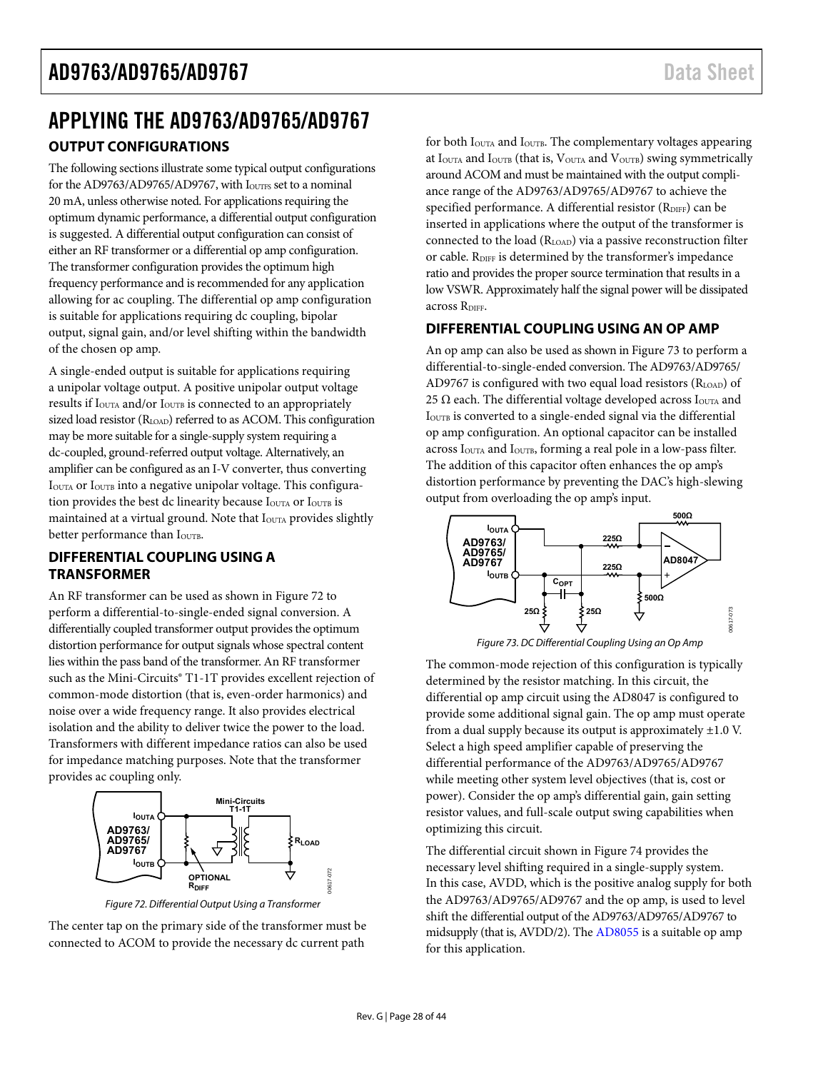# APPLYING THE AD9763/AD9765/AD9767

## OUTPUT CONFIGURATIONS

The following sections illustrate some typical output configurations for the AD9763/AD9765/AD9767, with $I_{OUTFS}$ set to a nominal 20 mA, unless otherwise noted. For applications requiring the optimum dynamic performance, a differential output configuration is suggested. A differential output configuration can consist of either an RF transformer or a differential op amp configuration. The transformer configuration provides the optimum high frequency performance and is recommended for any application allowing for ac coupling. The differential op amp configuration is suitable for applications requiring dc coupling, bipolar output, signal gain, and/or level shifting within the bandwidth of the chosen op amp.

A single-ended output is suitable for applications requiring a unipolar voltage output. A positive unipolar output voltage results if $I_{OUTA}$ and/or $I_{OUTB}$ is connected to an appropriately sized load resistor ($R_{LOAD}$) referred to as ACOM. This configuration may be more suitable for a single-supply system requiring a dc-coupled, ground-referred output voltage. Alternatively, an amplifier can be configured as an I-V converter, thus converting $I_{OUTA}$ or $I_{OUTB}$ into a negative unipolar voltage. This configuration provides the best dc linearity because $I_{OUTA}$ or $I_{OUTB}$ is maintained at a virtual ground. Note that $I_{OUTA}$ provides slightly better performance than $I_{OUTB}$.

## DIFFERENTIAL COUPLING USING A TRANSFORMER

An RF transformer can be used as shown in Figure 72 to perform a differential-to-single-ended signal conversion. A differentially coupled transformer output provides the optimum distortion performance for output signals whose spectral content lies within the pass band of the transformer. An RF transformer such as the Mini-Circuits® T1-1T provides excellent rejection of common-mode distortion (that is, even-order harmonics) and noise over a wide frequency range. It also provides electrical isolation and the ability to deliver twice the power to the load. Transformers with different impedance ratios can also be used for impedance matching purposes. Note that the transformer provides ac coupling only.

Figure 72. Differential Output Using a Transformer

The center tap on the primary side of the transformer must be connected to ACOM to provide the necessary dc current path for both $I_{OUTA}$ and $I_{OUTB}$. The complementary voltages appearing at $I_{OUTA}$ and $I_{OUTB}$ (that is, $V_{OUTA}$ and $V_{OUTB}$) swing symmetrically around ACOM and must be maintained with the output compliance range of the AD9763/AD9765/AD9767 to achieve the specified performance. A differential resistor ($R_{DIFF}$) can be inserted in applications where the output of the transformer is connected to the load ($R_{LOAD}$) via a passive reconstruction filter or cable. $R_{DIFF}$ is determined by the transformer's impedance ratio and provides the proper source termination that results in a low VSWR. Approximately half the signal power will be dissipated across $R_{DIFF}$.

## DIFFERENTIAL COUPLING USING AN OP AMP

An op amp can also be used as shown in Figure 73 to perform a differential-to-single-ended conversion. The AD9763/AD9765/AD9767 is configured with two equal load resistors ($R_{LOAD}$) of 25 Ω each. The differential voltage developed across $I_{OUTA}$ and $I_{OUTB}$ is converted to a single-ended signal via the differential op amp configuration. An optional capacitor can be installed across $I_{OUTA}$ and $I_{OUTB}$, forming a real pole in a low-pass filter. The addition of this capacitor often enhances the op amp's distortion performance by preventing the DAC's high-slewing output from overloading the op amp's input.

Figure 73. DC Differential Coupling Using an Op Amp

The common-mode rejection of this configuration is typically determined by the resistor matching. In this circuit, the differential op amp circuit using the AD8047 is configured to provide some additional signal gain. The op amp must operate from a dual supply because its output is approximately ±1.0 V. Select a high speed amplifier capable of preserving the differential performance of the AD9763/AD9765/AD9767 while meeting other system level objectives (that is, cost or power). Consider the op amp's differential gain, gain setting resistor values, and full-scale output swing capabilities when optimizing this circuit.

The differential circuit shown in Figure 74 provides the necessary level shifting required in a single-supply system. In this case, AVDD, which is the positive analog supply for both the AD9763/AD9765/AD9767 and the op amp, is used to level shift the differential output of the AD9763/AD9765/AD9767 to midsupply (that is, AVDD/2). The AD8055 is a suitable op amp for this application.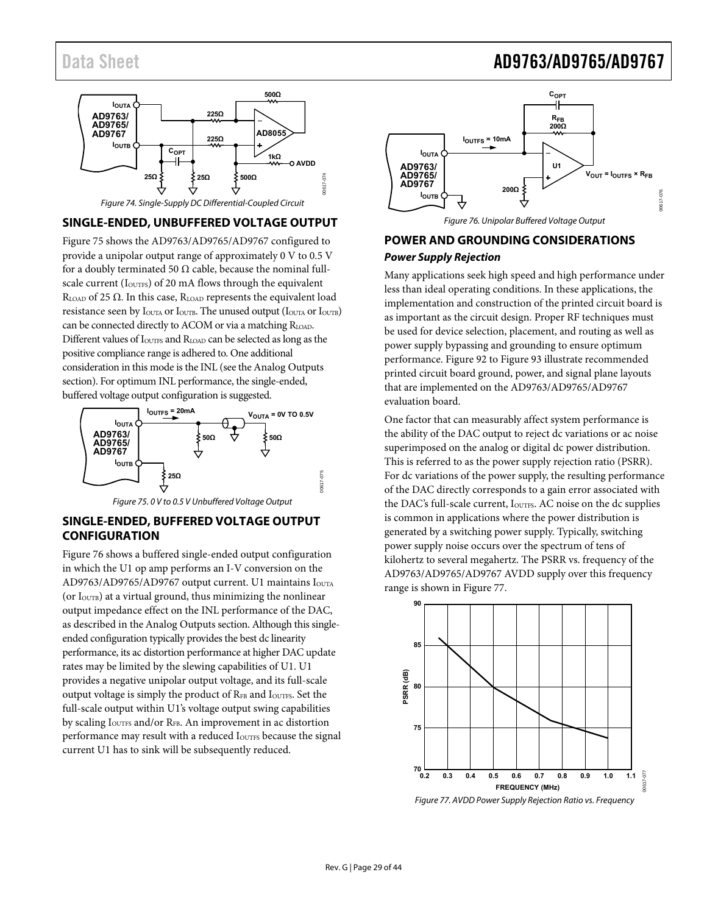Figure 74. Single-Supply DC Differential-Coupled Circuit

## SINGLE-ENDED, UNBUFFERED VOLTAGE OUTPUT

Figure 75 shows the AD9763/AD9765/AD9767 configured to provide a unipolar output range of approximately 0 V to 0.5 V for a doubly terminated 50 Ω cable, because the nominal full-scale current ($I_{OUTFS}$) of 20 mA flows through the equivalent $R_{LOAD}$ of 25 Ω. In this case, $R_{LOAD}$ represents the equivalent load resistance seen by $I_{OUTA}$ or $I_{OUTB}$. The unused output ($I_{OUTA}$ or $I_{OUTB}$) can be connected directly to ACOM or via a matching $R_{LOAD}$. Different values of $I_{OUTFS}$ and $R_{LOAD}$ can be selected as long as the positive compliance range is adhered to. One additional consideration in this mode is the INL (see the Analog Outputs section). For optimum INL performance, the single-ended, buffered voltage output configuration is suggested.

Figure 75. 0 V to 0.5 V Unbuffered Voltage Output

## SINGLE-ENDED, BUFFERED VOLTAGE OUTPUT CONFIGURATION

Figure 76 shows a buffered single-ended output configuration in which the U1 op amp performs an I-V conversion on the AD9763/AD9765/AD9767 output current. U1 maintains $I_{OUTA}$ (or $I_{OUTB}$) at a virtual ground, thus minimizing the nonlinear output impedance effect on the INL performance of the DAC, as described in the Analog Outputs section. Although this single-ended configuration typically provides the best dc linearity performance, its ac distortion performance at higher DAC update rates may be limited by the slewing capabilities of U1. U1 provides a negative unipolar output voltage, and its full-scale output voltage is simply the product of $R_{FB}$ and $I_{OUTFS}$. Set the full-scale output within U1's voltage output swing capabilities by scaling $I_{OUTFS}$ and/or $R_{FB}$. An improvement in ac distortion performance may result with a reduced $I_{OUTFS}$ because the signal current U1 has to sink will be subsequently reduced.

Figure 76. Unipolar Buffered Voltage Output

## POWER AND GROUNDING CONSIDERATIONS

### *Power Supply Rejection*

Many applications seek high speed and high performance under less than ideal operating conditions. In these applications, the implementation and construction of the printed circuit board is as important as the circuit design. Proper RF techniques must be used for device selection, placement, and routing as well as power supply bypassing and grounding to ensure optimum performance. Figure 92 to Figure 93 illustrate recommended printed circuit board ground, power, and signal plane layouts that are implemented on the AD9763/AD9765/AD9767 evaluation board.

One factor that can measurably affect system performance is the ability of the DAC output to reject dc variations or ac noise superimposed on the analog or digital dc power distribution. This is referred to as the power supply rejection ratio (PSRR). For dc variations of the power supply, the resulting performance of the DAC directly corresponds to a gain error associated with the DAC's full-scale current, $I_{OUTFS}$. AC noise on the dc supplies is common in applications where the power distribution is generated by a switching power supply. Typically, switching power supply noise occurs over the spectrum of tens of kilohertz to several megahertz. The PSRR vs. frequency of the AD9763/AD9765/AD9767 AVDD supply over this frequency range is shown in Figure 77.

Figure 77. AVDD Power Supply Rejection Ratio vs. Frequency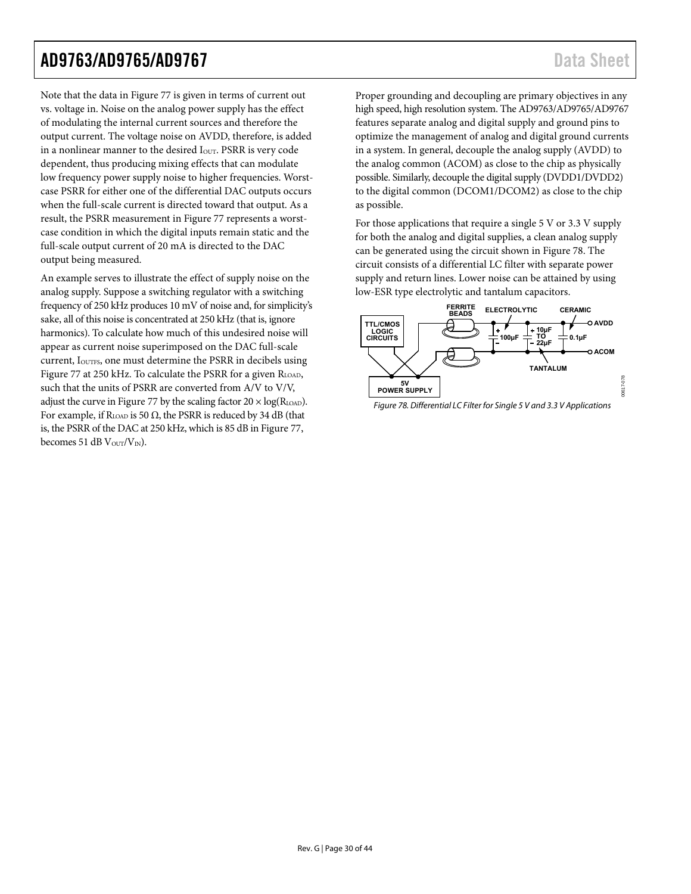Note that the data in Figure 77 is given in terms of current out vs. voltage in. Noise on the analog power supply has the effect of modulating the internal current sources and therefore the output current. The voltage noise on AVDD, therefore, is added in a nonlinear manner to the desired $I_{OUT}$. PSRR is very code dependent, thus producing mixing effects that can modulate low frequency power supply noise to higher frequencies. Worst-case PSRR for either one of the differential DAC outputs occurs when the full-scale current is directed toward that output. As a result, the PSRR measurement in Figure 77 represents a worst-case condition in which the digital inputs remain static and the full-scale output current of 20 mA is directed to the DAC output being measured.

An example serves to illustrate the effect of supply noise on the analog supply. Suppose a switching regulator with a switching frequency of 250 kHz produces 10 mV of noise and, for simplicity's sake, all of this noise is concentrated at 250 kHz (that is, ignore harmonics). To calculate how much of this undesired noise will appear as current noise superimposed on the DAC full-scale current, $I_{OUTFS}$, one must determine the PSRR in decibels using Figure 77 at 250 kHz. To calculate the PSRR for a given $R_{LOAD}$, such that the units of PSRR are converted from A/V to V/V, adjust the curve in Figure 77 by the scaling factor $20 \times \log(R_{LOAD})$. For example, if $R_{LOAD}$ is 50 Ω, the PSRR is reduced by 34 dB (that is, the PSRR of the DAC at 250 kHz, which is 85 dB in Figure 77, becomes 51 dB $V_{OUT}/V_{IN}$).

Proper grounding and decoupling are primary objectives in any high speed, high resolution system. The AD9763/AD9765/AD9767 features separate analog and digital supply and ground pins to optimize the management of analog and digital ground currents in a system. In general, decouple the analog supply (AVDD) to the analog common (ACOM) as close to the chip as physically possible. Similarly, decouple the digital supply (DVDD1/DVDD2) to the digital common (DCOM1/DCOM2) as close to the chip as possible.

For those applications that require a single 5 V or 3.3 V supply for both the analog and digital supplies, a clean analog supply can be generated using the circuit shown in Figure 78. The circuit consists of a differential LC filter with separate power supply and return lines. Lower noise can be attained by using low-ESR type electrolytic and tantalum capacitors.

Figure 78. Differential LC Filter for Single 5 V and 3.3 V Applications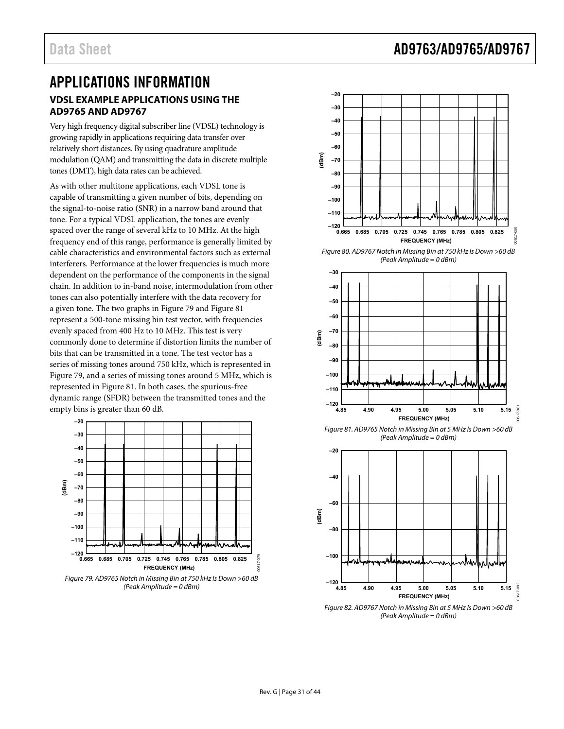# APPLICATIONS INFORMATION

## VDSL EXAMPLE APPLICATIONS USING THE AD9765 AND AD9767

Very high frequency digital subscriber line (VDSL) technology is growing rapidly in applications requiring data transfer over relatively short distances. By using quadrature amplitude modulation (QAM) and transmitting the data in discrete multiple tones (DMT), high data rates can be achieved.

As with other multitone applications, each VDSL tone is capable of transmitting a given number of bits, depending on the signal-to-noise ratio (SNR) in a narrow band around that tone. For a typical VDSL application, the tones are evenly spaced over the range of several kHz to 10 MHz. At the high frequency end of this range, performance is generally limited by cable characteristics and environmental factors such as external interferers. Performance at the lower frequencies is much more dependent on the performance of the components in the signal chain. In addition to in-band noise, intermodulation from other tones can also potentially interfere with the data recovery for a given tone. The two graphs in Figure 79 and Figure 81 represent a 500-tone missing bin test vector, with frequencies evenly spaced from 400 Hz to 10 MHz. This test is very commonly done to determine if distortion limits the number of bits that can be transmitted in a tone. The test vector has a series of missing tones around 750 kHz, which is represented in Figure 79, and a series of missing tones around 5 MHz, which is represented in Figure 81. In both cases, the spurious-free dynamic range (SFDR) between the transmitted tones and the empty bins is greater than 60 dB.

*Figure 79. AD9765 Notch in Missing Bin at 750 kHz Is Down >60 dB (Peak Amplitude = 0 dBm)*

*Figure 80. AD9767 Notch in Missing Bin at 750 kHz Is Down >60 dB (Peak Amplitude = 0 dBm)*

*Figure 81. AD9765 Notch in Missing Bin at 5 MHz Is Down >60 dB (Peak Amplitude = 0 dBm)*

*Figure 82. AD9767 Notch in Missing Bin at 5 MHz Is Down >60 dB (Peak Amplitude = 0 dBm)*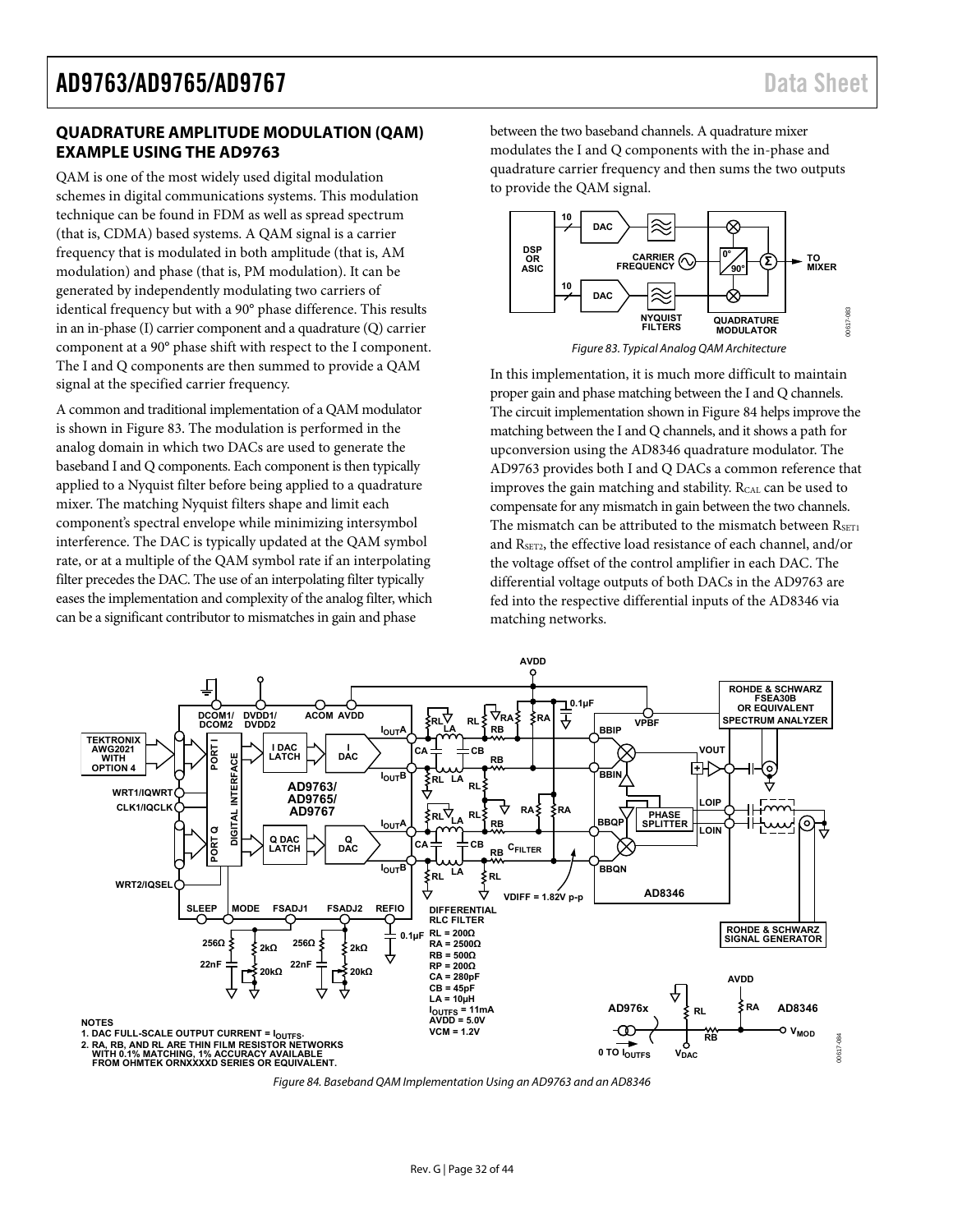## QUADRATURE AMPLITUDE MODULATION (QAM) EXAMPLE USING THE AD9763

QAM is one of the most widely used digital modulation schemes in digital communications systems. This modulation technique can be found in FDM as well as spread spectrum (that is, CDMA) based systems. A QAM signal is a carrier frequency that is modulated in both amplitude (that is, AM modulation) and phase (that is, PM modulation). It can be generated by independently modulating two carriers of identical frequency but with a 90° phase difference. This results in an in-phase (I) carrier component and a quadrature (Q) carrier component at a 90° phase shift with respect to the I component. The I and Q components are then summed to provide a QAM signal at the specified carrier frequency.

A common and traditional implementation of a QAM modulator is shown in Figure 83. The modulation is performed in the analog domain in which two DACs are used to generate the baseband I and Q components. Each component is then typically applied to a Nyquist filter before being applied to a quadrature mixer. The matching Nyquist filters shape and limit each component's spectral envelope while minimizing intersymbol interference. The DAC is typically updated at the QAM symbol rate, or at a multiple of the QAM symbol rate if an interpolating filter precedes the DAC. The use of an interpolating filter typically eases the implementation and complexity of the analog filter, which can be a significant contributor to mismatches in gain and phase between the two baseband channels. A quadrature mixer modulates the I and Q components with the in-phase and quadrature carrier frequency and then sums the two outputs to provide the QAM signal.

*Figure 83. Typical Analog QAM Architecture*

In this implementation, it is much more difficult to maintain proper gain and phase matching between the I and Q channels. The circuit implementation shown in Figure 84 helps improve the matching between the I and Q channels, and it shows a path for upconversion using the AD8346 quadrature modulator. The AD9763 provides both I and Q DACs a common reference that improves the gain matching and stability. $R_{CAL}$ can be used to compensate for any mismatch in gain between the two channels. The mismatch can be attributed to the mismatch between $R_{SET1}$ and $R_{SET2}$, the effective load resistance of each channel, and/or the voltage offset of the control amplifier in each DAC. The differential voltage outputs of both DACs in the AD9763 are fed into the respective differential inputs of the AD8346 via matching networks.

NOTES
1. DAC FULL-SCALE OUTPUT CURRENT = $I_{OUTFS}$.
2. RA, RB, AND RL ARE THIN FILM RESISTOR NETWORKS WITH 0.1% MATCHING, 1% ACCURACY AVAILABLE FROM OHMTEK ORNXXXXD SERIES OR EQUIVALENT.

*Figure 84. Baseband QAM Implementation Using an AD9763 and an AD8346*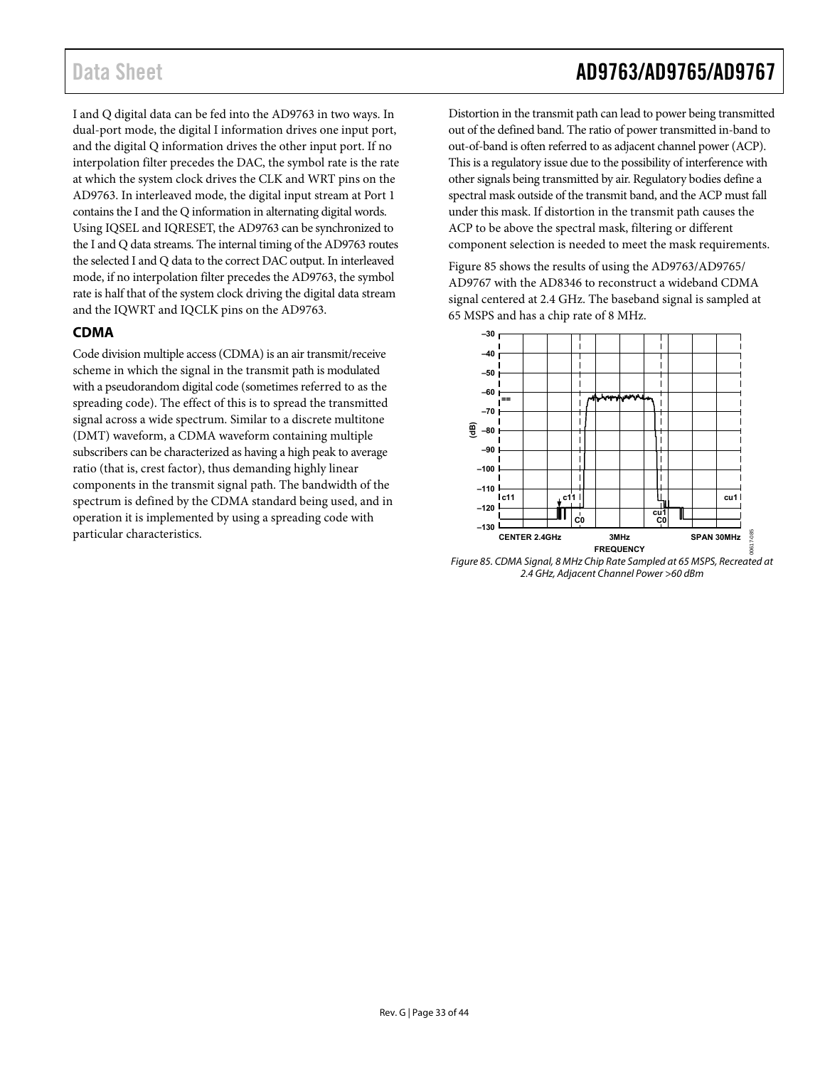I and Q digital data can be fed into the AD9763 in two ways. In dual-port mode, the digital I information drives one input port, and the digital Q information drives the other input port. If no interpolation filter precedes the DAC, the symbol rate is the rate at which the system clock drives the CLK and WRT pins on the AD9763. In interleaved mode, the digital input stream at Port 1 contains the I and the Q information in alternating digital words. Using IQSEL and IQRESET, the AD9763 can be synchronized to the I and Q data streams. The internal timing of the AD9763 routes the selected I and Q data to the correct DAC output. In interleaved mode, if no interpolation filter precedes the AD9763, the symbol rate is half that of the system clock driving the digital data stream and the IQWRT and IQCLK pins on the AD9763.

## CDMA

Code division multiple access (CDMA) is an air transmit/receive scheme in which the signal in the transmit path is modulated with a pseudorandom digital code (sometimes referred to as the spreading code). The effect of this is to spread the transmitted signal across a wide spectrum. Similar to a discrete multitone (DMT) waveform, a CDMA waveform containing multiple subscribers can be characterized as having a high peak to average ratio (that is, crest factor), thus demanding highly linear components in the transmit signal path. The bandwidth of the spectrum is defined by the CDMA standard being used, and in operation it is implemented by using a spreading code with particular characteristics.

Distortion in the transmit path can lead to power being transmitted out of the defined band. The ratio of power transmitted in-band to out-of-band is often referred to as adjacent channel power (ACP). This is a regulatory issue due to the possibility of interference with other signals being transmitted by air. Regulatory bodies define a spectral mask outside of the transmit band, and the ACP must fall under this mask. If distortion in the transmit path causes the ACP to be above the spectral mask, filtering or different component selection is needed to meet the mask requirements.

Figure 85 shows the results of using the AD9763/AD9765/AD9767 with the AD8346 to reconstruct a wideband CDMA signal centered at 2.4 GHz. The baseband signal is sampled at 65 MSPS and has a chip rate of 8 MHz.

*Figure 85. CDMA Signal, 8 MHz Chip Rate Sampled at 65 MSPS, Recreated at 2.4 GHz, Adjacent Channel Power >60 dBm*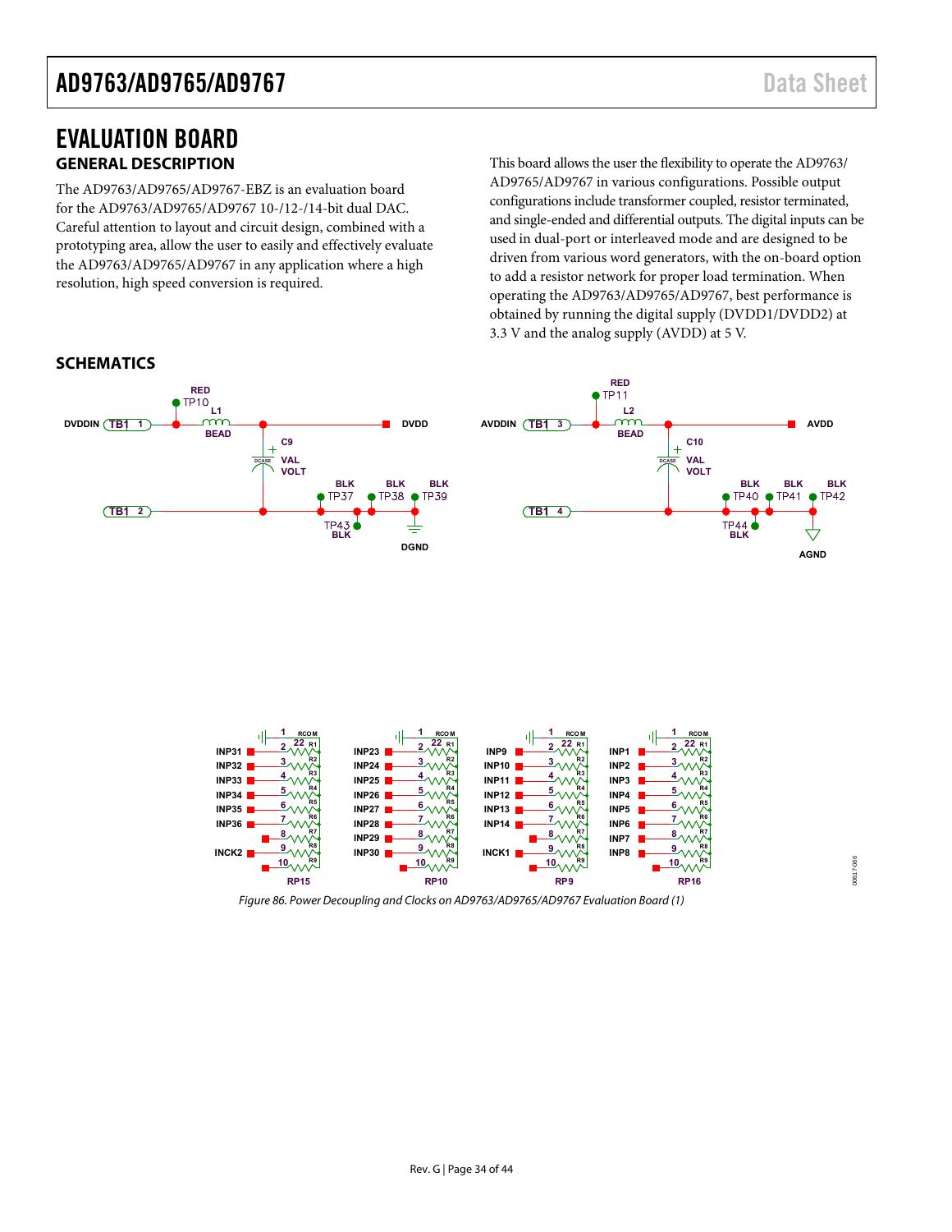# EVALUATION BOARD

## GENERAL DESCRIPTION

The AD9763/AD9765/AD9767-EBZ is an evaluation board for the AD9763/AD9765/AD9767 10-/12-/14-bit dual DAC. Careful attention to layout and circuit design, combined with a prototyping area, allow the user to easily and effectively evaluate the AD9763/AD9765/AD9767 in any application where a high resolution, high speed conversion is required.

This board allows the user the flexibility to operate the AD9763/AD9765/AD9767 in various configurations. Possible output configurations include transformer coupled, resistor terminated, and single-ended and differential outputs. The digital inputs can be used in dual-port or interleaved mode and are designed to be driven from various word generators, with the on-board option to add a resistor network for proper load termination. When operating the AD9763/AD9765/AD9767, best performance is obtained by running the digital supply (DVDD1/DVDD2) at 3.3 V and the analog supply (AVDD) at 5 V.

## SCHEMATICS

*Figure 86. Power Decoupling and Clocks on AD9763/AD9765/AD9767 Evaluation Board (1)*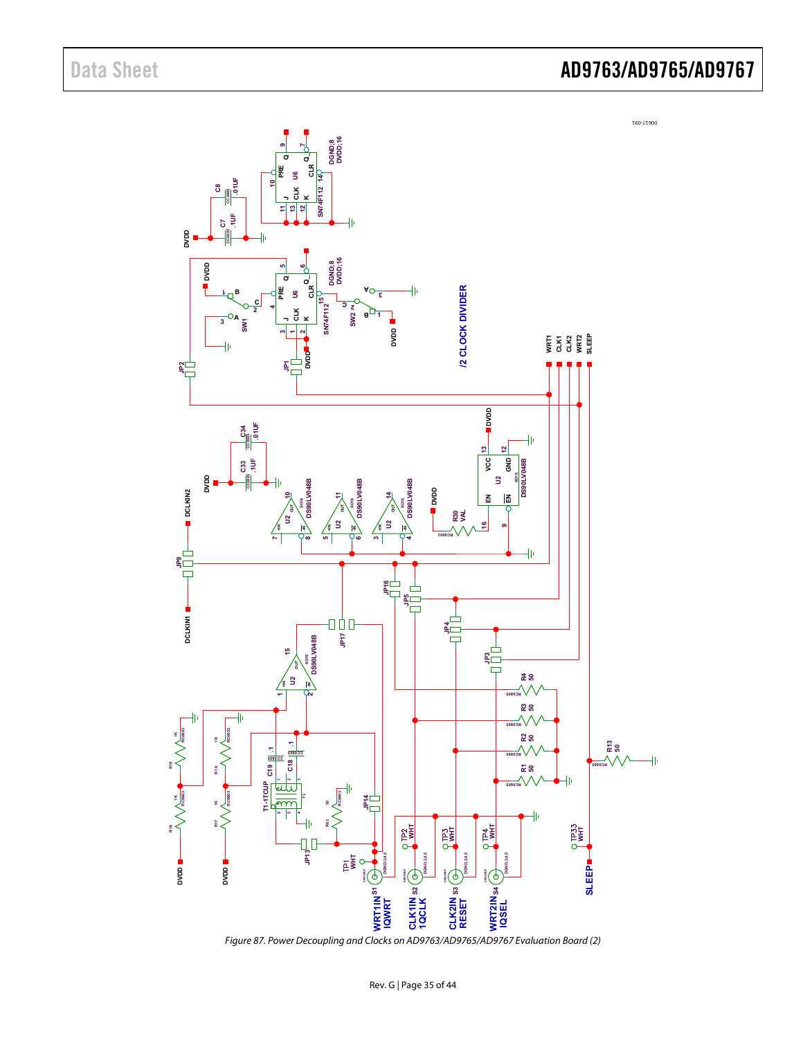Figure 87. Power Decoupling and Clocks on AD9763/AD9765/AD9767 Evaluation Board (2)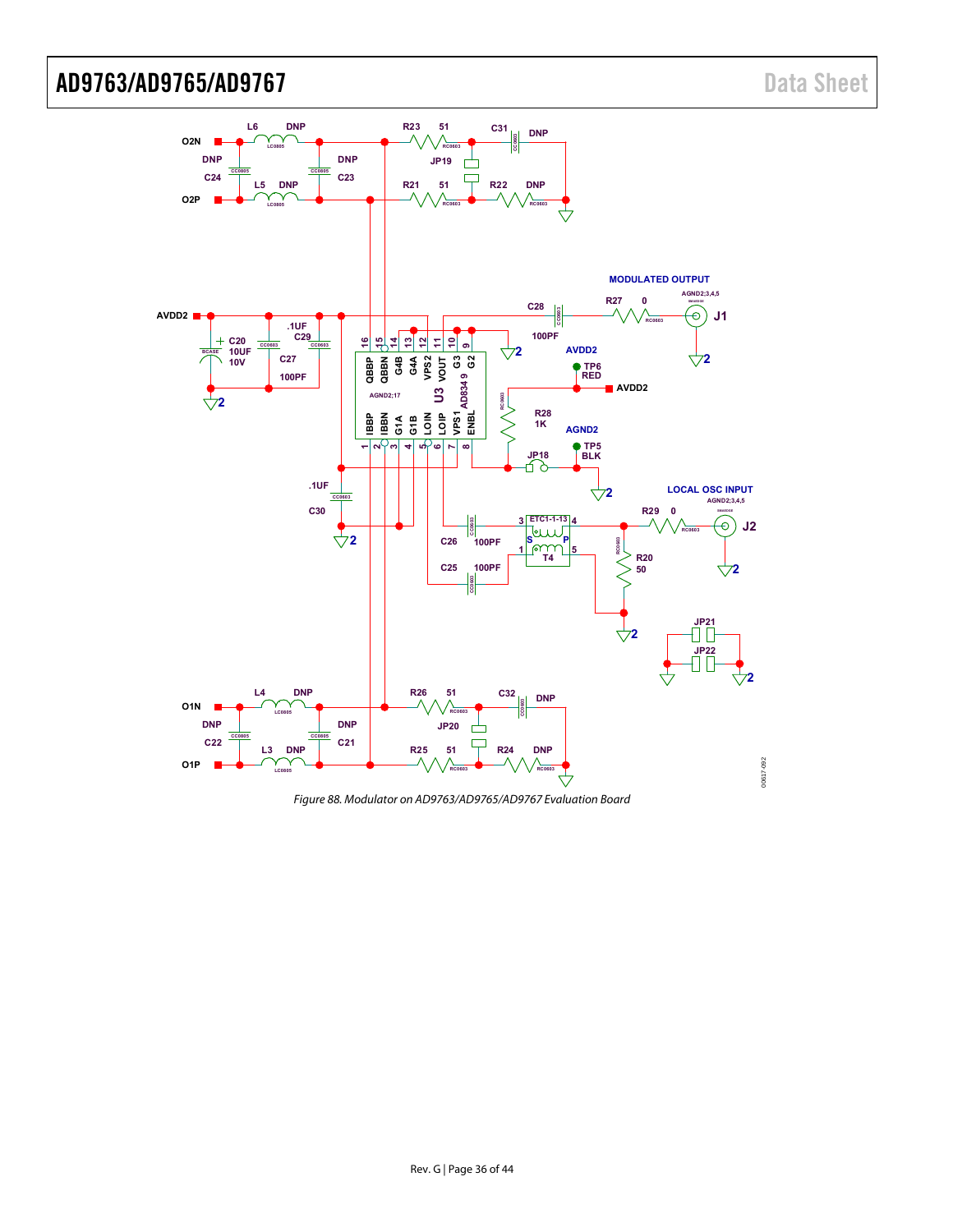Figure 88. Modulator on AD9763/AD9765/AD9767 Evaluation Board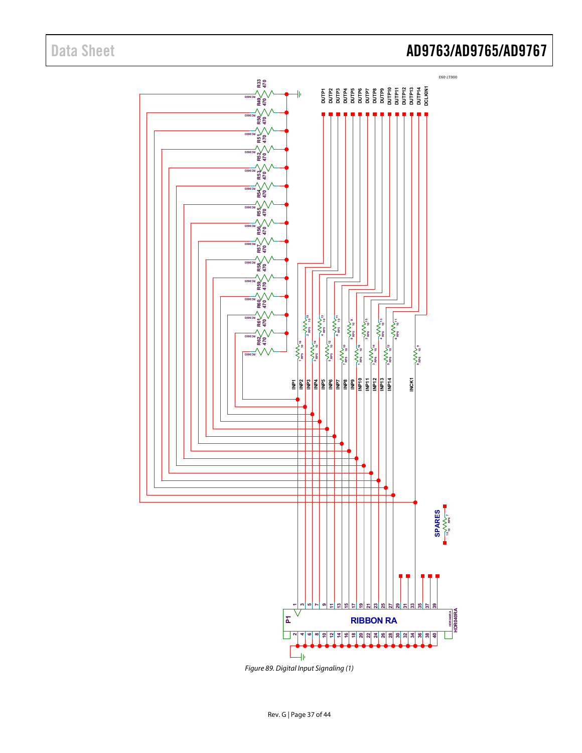Figure 89. Digital Input Signaling (1)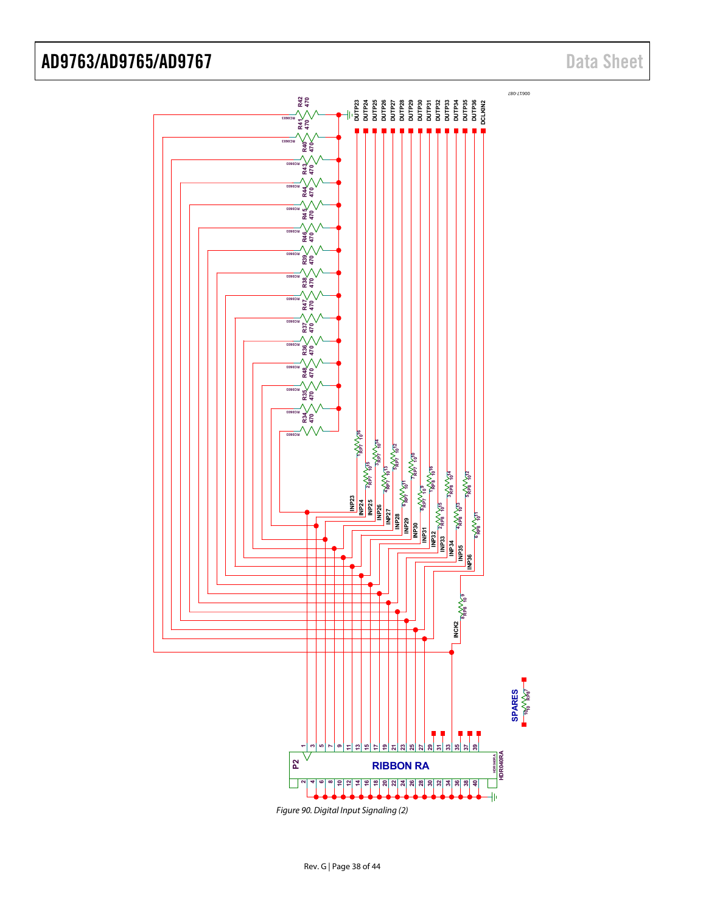Figure 90. Digital Input Signaling (2)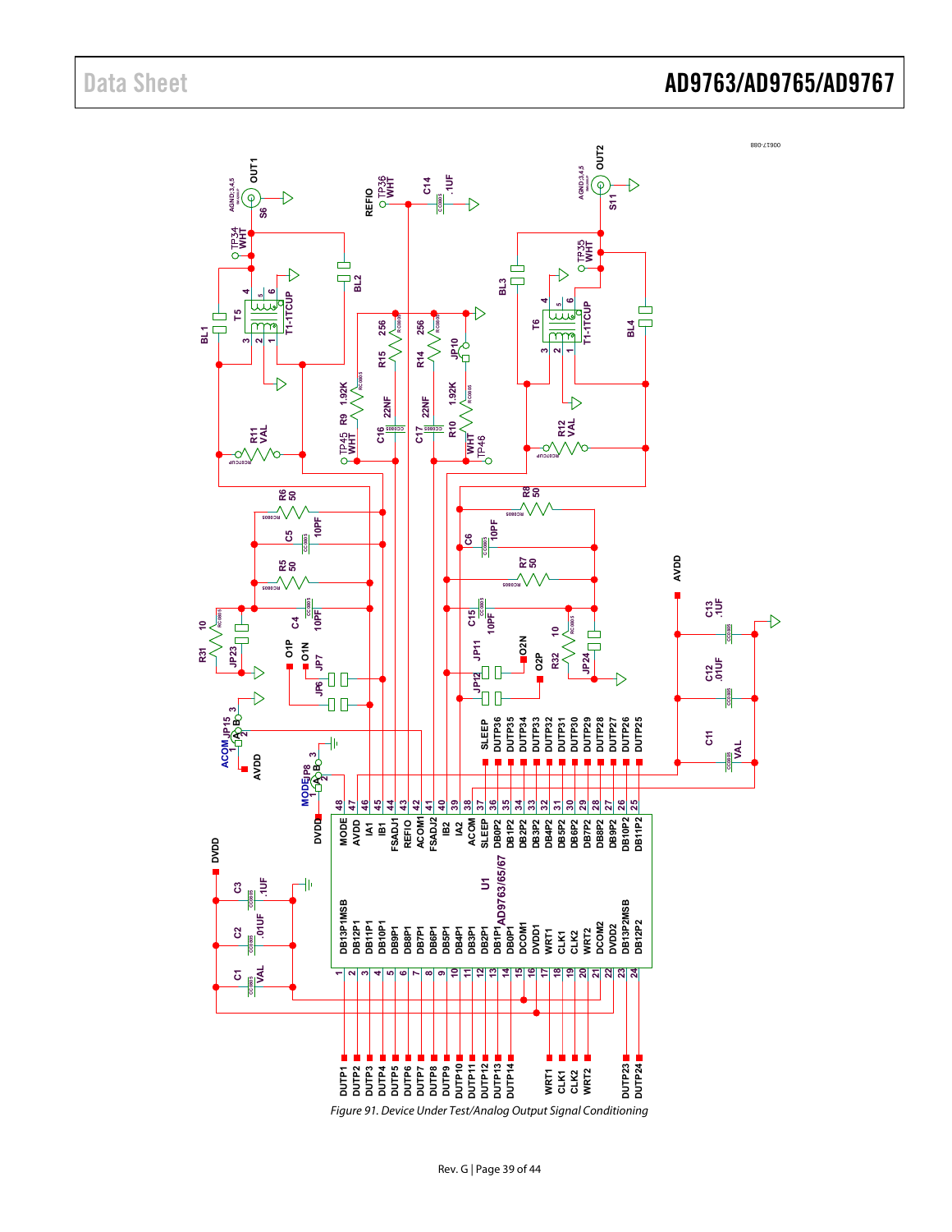Figure 91. Device Under Test/Analog Output Signal Conditioning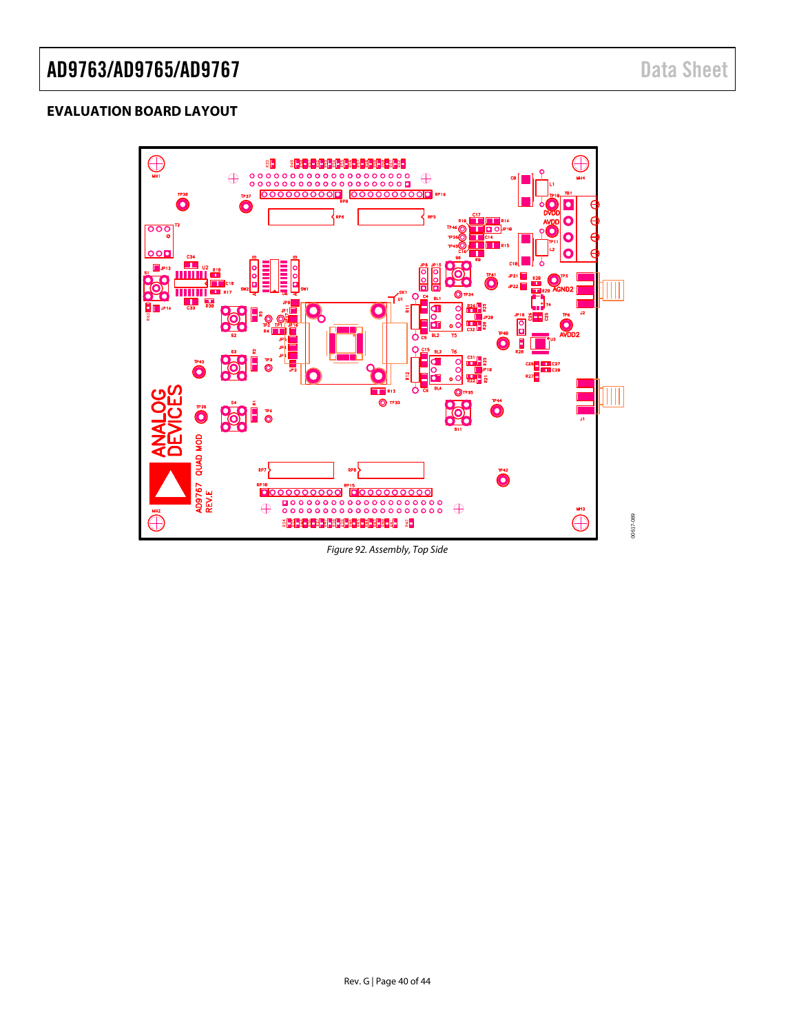## EVALUATION BOARD LAYOUT

Figure 92. Assembly, Top Side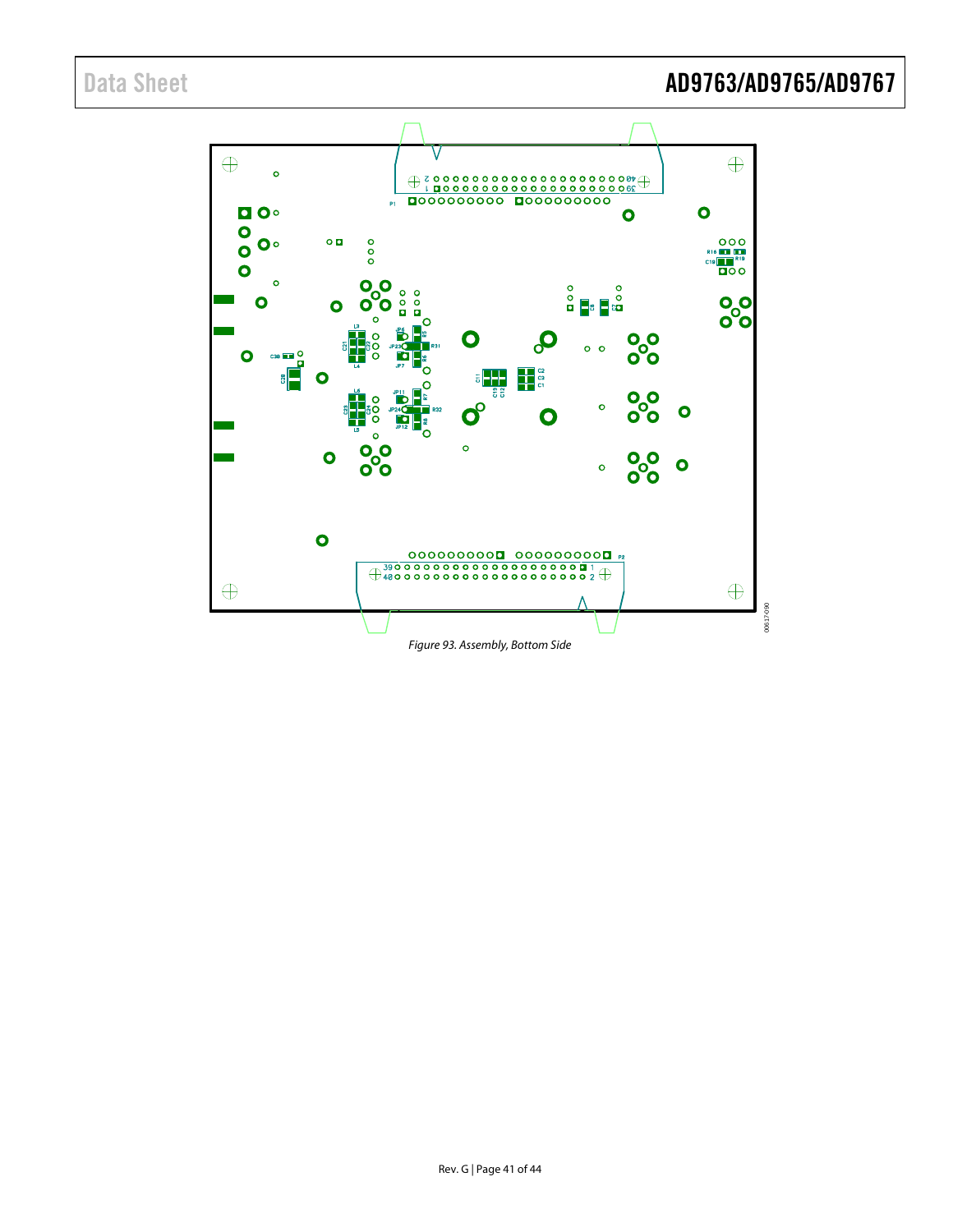*Figure 93. Assembly, Bottom Side*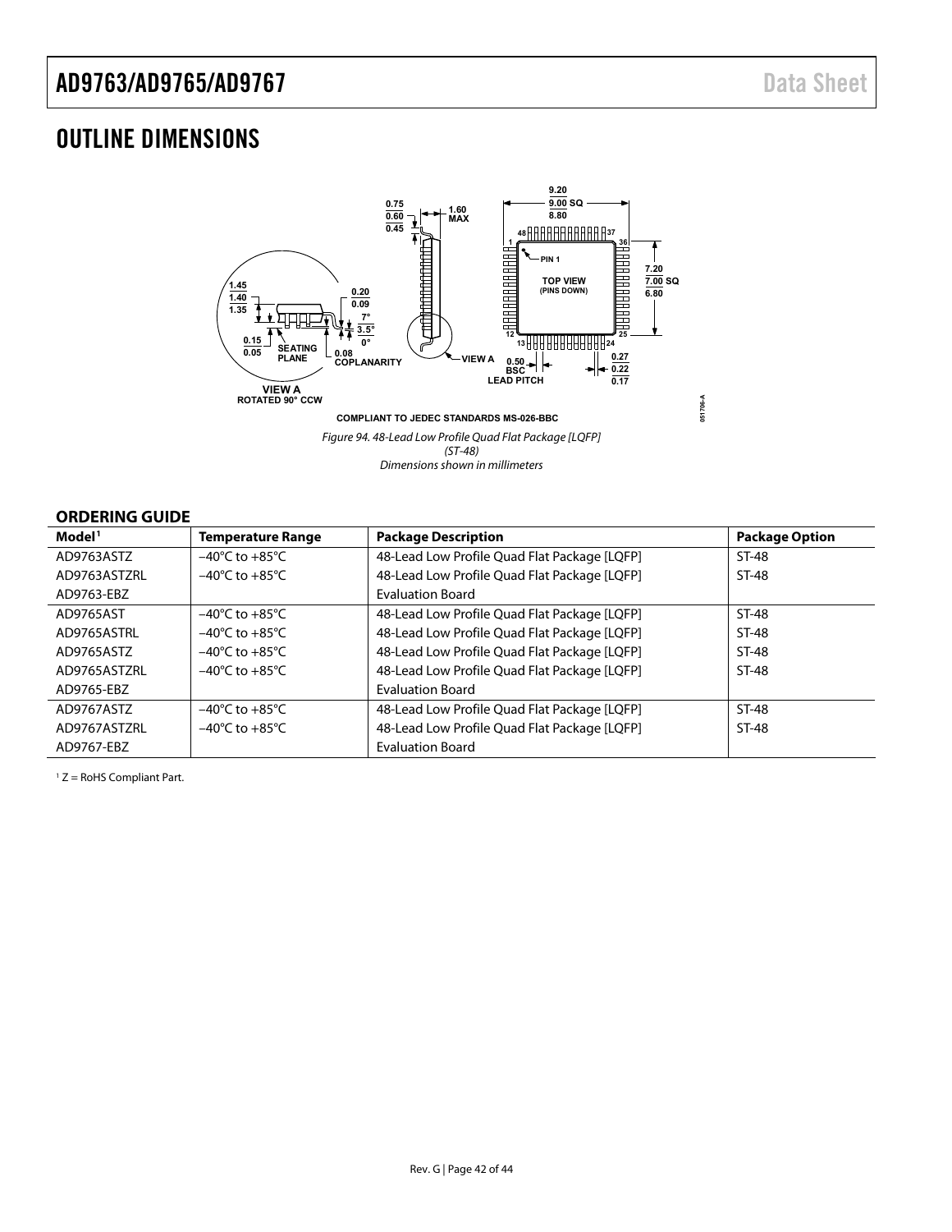# OUTLINE DIMENSIONS

*Figure 94. 48-Lead Low Profile Quad Flat Package [LQFP] (ST-48) Dimensions shown in millimeters*

## ORDERING GUIDE

| Model[1] | Temperature Range | Package Description | Package Option |
|---|---|---|---|
| AD9763ASTZ | −40°C to +85°C | 48-Lead Low Profile Quad Flat Package [LQFP] | ST-48 |
| AD9763ASTZRL | −40°C to +85°C | 48-Lead Low Profile Quad Flat Package [LQFP] | ST-48 |
| AD9763-EBZ | | Evaluation Board | |
| AD9765AST | −40°C to +85°C | 48-Lead Low Profile Quad Flat Package [LQFP] | ST-48 |
| AD9765ASTRL | −40°C to +85°C | 48-Lead Low Profile Quad Flat Package [LQFP] | ST-48 |
| AD9765ASTZ | −40°C to +85°C | 48-Lead Low Profile Quad Flat Package [LQFP] | ST-48 |
| AD9765ASTZRL | −40°C to +85°C | 48-Lead Low Profile Quad Flat Package [LQFP] | ST-48 |
| AD9765-EBZ | | Evaluation Board | |
| AD9767ASTZ | −40°C to +85°C | 48-Lead Low Profile Quad Flat Package [LQFP] | ST-48 |
| AD9767ASTZRL | −40°C to +85°C | 48-Lead Low Profile Quad Flat Package [LQFP] | ST-48 |
| AD9767-EBZ | | Evaluation Board | |

[1] Z = RoHS Compliant Part.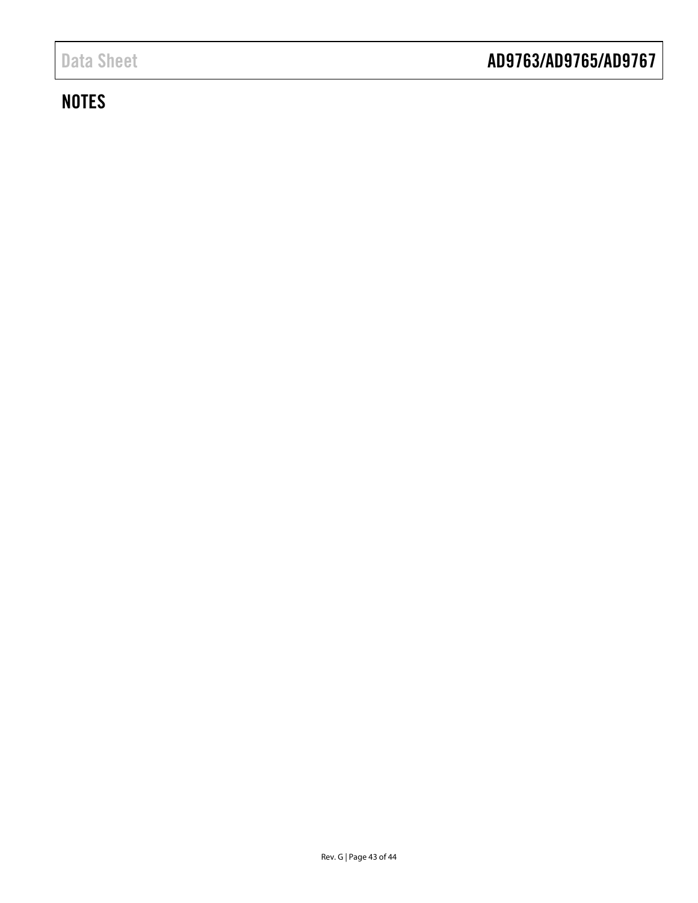## NOTES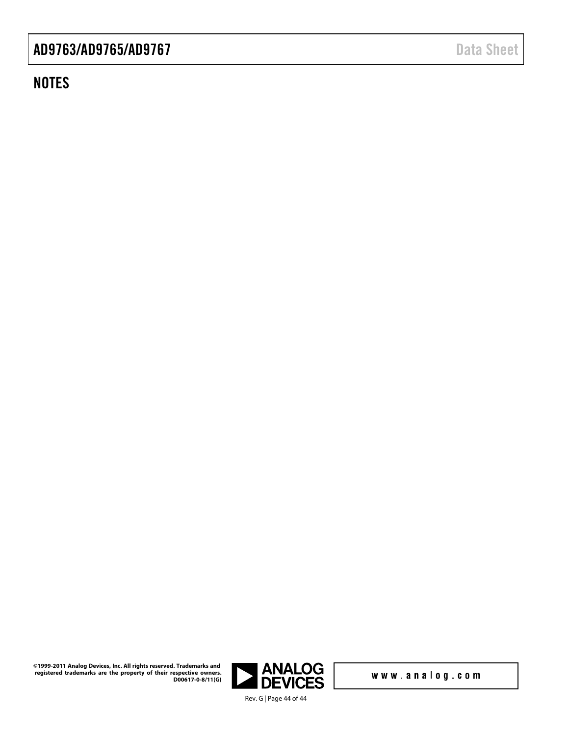## NOTES

©1999-2011 Analog Devices, Inc. All rights reserved. Trademarks and registered trademarks are the property of their respective owners.
D00617-0-8/11(G)

www.analog.com